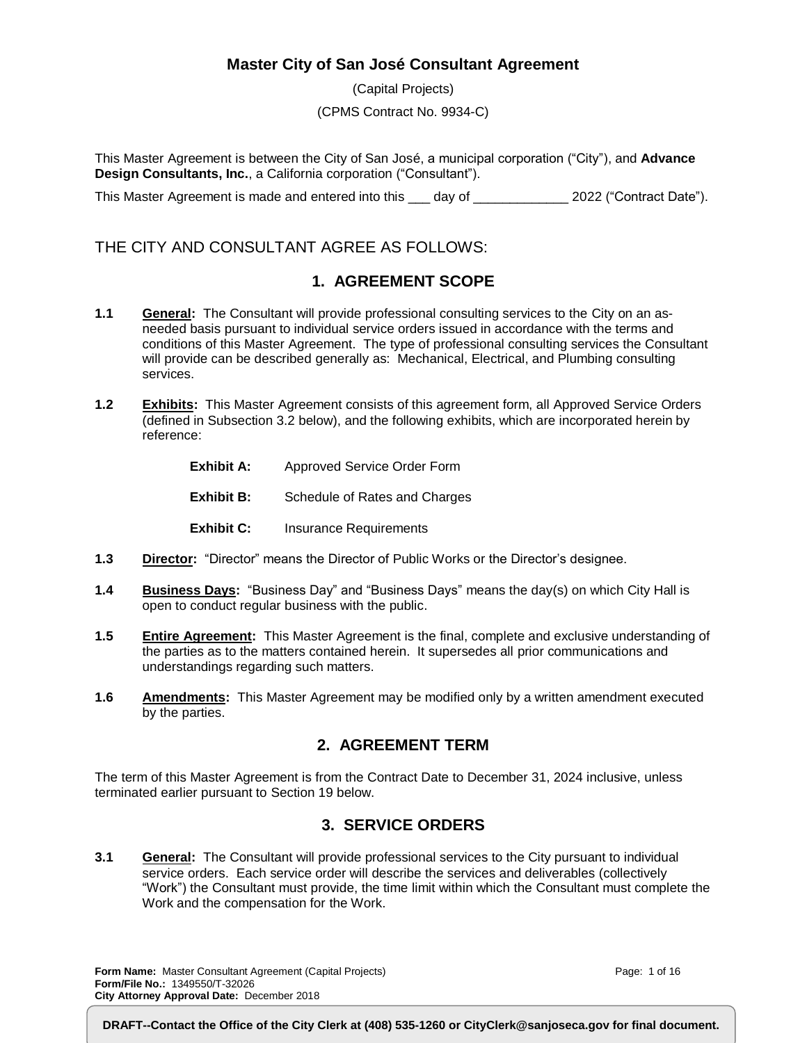# Master City of San José Consultant Agreement

(Capital Projects)

(CPMS Contract No. 9934-C)

This Master Agreement is between the City of San José, a municipal corporation ("City"), and **Advance Design Consultants, Inc.**, a California corporation ("Consultant").

This Master Agreement is made and entered into this ___ day of _____________ 2022 ("Contract Date").

## THE CITY AND CONSULTANT AGREE AS FOLLOWS:

## 1. AGREEMENT SCOPE

**1.1** **General:** The Consultant will provide professional consulting services to the City on an as-needed basis pursuant to individual service orders issued in accordance with the terms and conditions of this Master Agreement. The type of professional consulting services the Consultant will provide can be described generally as: Mechanical, Electrical, and Plumbing consulting services.

**1.2** **Exhibits:** This Master Agreement consists of this agreement form, all Approved Service Orders (defined in Subsection 3.2 below), and the following exhibits, which are incorporated herein by reference:

- **Exhibit A:** Approved Service Order Form
- **Exhibit B:** Schedule of Rates and Charges
- **Exhibit C:** Insurance Requirements

**1.3** **Director:** "Director" means the Director of Public Works or the Director's designee.

**1.4** **Business Days:** "Business Day" and "Business Days" means the day(s) on which City Hall is open to conduct regular business with the public.

**1.5** **Entire Agreement:** This Master Agreement is the final, complete and exclusive understanding of the parties as to the matters contained herein. It supersedes all prior communications and understandings regarding such matters.

**1.6** **Amendments:** This Master Agreement may be modified only by a written amendment executed by the parties.

## 2. AGREEMENT TERM

The term of this Master Agreement is from the Contract Date to December 31, 2024 inclusive, unless terminated earlier pursuant to Section 19 below.

## 3. SERVICE ORDERS

**3.1** **General:** The Consultant will provide professional services to the City pursuant to individual service orders. Each service order will describe the services and deliverables (collectively "Work") the Consultant must provide, the time limit within which the Consultant must complete the Work and the compensation for the Work.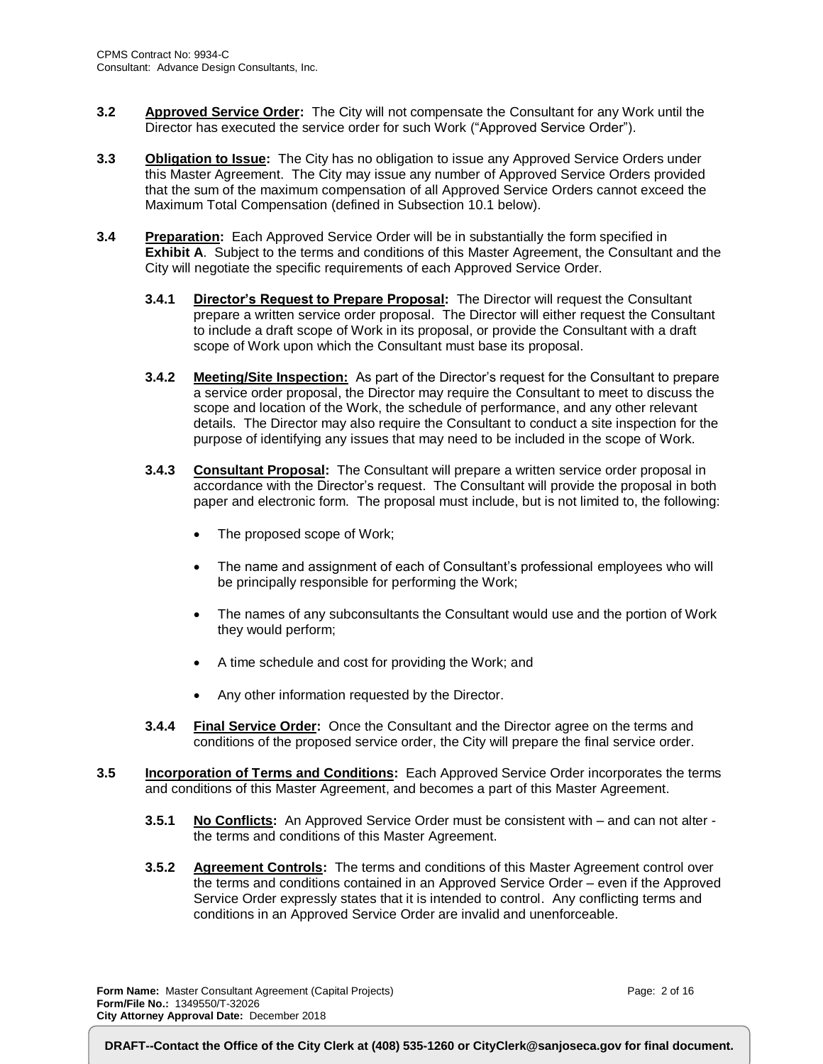**3.2** **Approved Service Order:** The City will not compensate the Consultant for any Work until the Director has executed the service order for such Work ("Approved Service Order").

**3.3** **Obligation to Issue:** The City has no obligation to issue any Approved Service Orders under this Master Agreement. The City may issue any number of Approved Service Orders provided that the sum of the maximum compensation of all Approved Service Orders cannot exceed the Maximum Total Compensation (defined in Subsection 10.1 below).

**3.4** **Preparation:** Each Approved Service Order will be in substantially the form specified in **Exhibit A**. Subject to the terms and conditions of this Master Agreement, the Consultant and the City will negotiate the specific requirements of each Approved Service Order.

**3.4.1** **Director's Request to Prepare Proposal:** The Director will request the Consultant prepare a written service order proposal. The Director will either request the Consultant to include a draft scope of Work in its proposal, or provide the Consultant with a draft scope of Work upon which the Consultant must base its proposal.

**3.4.2** **Meeting/Site Inspection:** As part of the Director's request for the Consultant to prepare a service order proposal, the Director may require the Consultant to meet to discuss the scope and location of the Work, the schedule of performance, and any other relevant details. The Director may also require the Consultant to conduct a site inspection for the purpose of identifying any issues that may need to be included in the scope of Work.

**3.4.3** **Consultant Proposal:** The Consultant will prepare a written service order proposal in accordance with the Director's request. The Consultant will provide the proposal in both paper and electronic form. The proposal must include, but is not limited to, the following:

- The proposed scope of Work;
- The name and assignment of each of Consultant's professional employees who will be principally responsible for performing the Work;
- The names of any subconsultants the Consultant would use and the portion of Work they would perform;
- A time schedule and cost for providing the Work; and
- Any other information requested by the Director.

**3.4.4** **Final Service Order:** Once the Consultant and the Director agree on the terms and conditions of the proposed service order, the City will prepare the final service order.

**3.5** **Incorporation of Terms and Conditions:** Each Approved Service Order incorporates the terms and conditions of this Master Agreement, and becomes a part of this Master Agreement.

**3.5.1** **No Conflicts:** An Approved Service Order must be consistent with – and can not alter - the terms and conditions of this Master Agreement.

**3.5.2** **Agreement Controls:** The terms and conditions of this Master Agreement control over the terms and conditions contained in an Approved Service Order – even if the Approved Service Order expressly states that it is intended to control. Any conflicting terms and conditions in an Approved Service Order are invalid and unenforceable.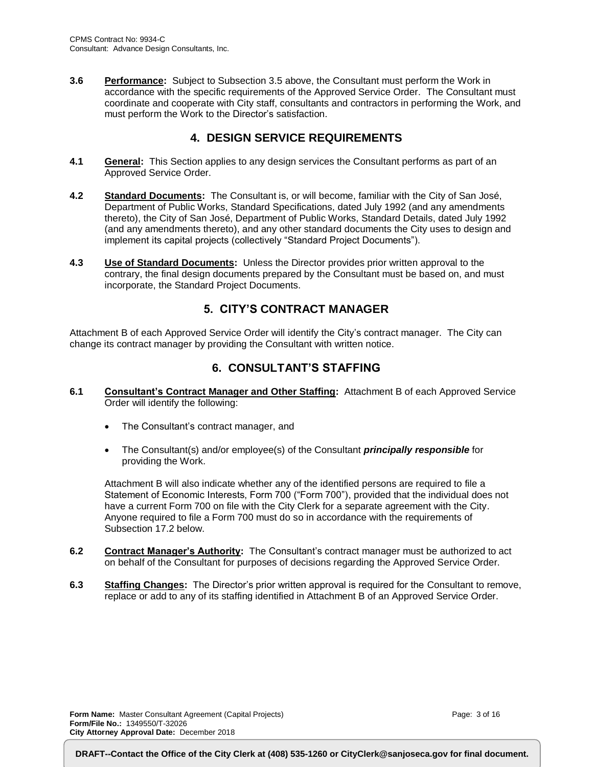**3.6 Performance:** Subject to Subsection 3.5 above, the Consultant must perform the Work in accordance with the specific requirements of the Approved Service Order. The Consultant must coordinate and cooperate with City staff, consultants and contractors in performing the Work, and must perform the Work to the Director's satisfaction.

## 4. DESIGN SERVICE REQUIREMENTS

**4.1 General:** This Section applies to any design services the Consultant performs as part of an Approved Service Order.

**4.2 Standard Documents:** The Consultant is, or will become, familiar with the City of San José, Department of Public Works, Standard Specifications, dated July 1992 (and any amendments thereto), the City of San José, Department of Public Works, Standard Details, dated July 1992 (and any amendments thereto), and any other standard documents the City uses to design and implement its capital projects (collectively "Standard Project Documents").

**4.3 Use of Standard Documents:** Unless the Director provides prior written approval to the contrary, the final design documents prepared by the Consultant must be based on, and must incorporate, the Standard Project Documents.

## 5. CITY'S CONTRACT MANAGER

Attachment B of each Approved Service Order will identify the City's contract manager. The City can change its contract manager by providing the Consultant with written notice.

## 6. CONSULTANT'S STAFFING

**6.1 Consultant's Contract Manager and Other Staffing:** Attachment B of each Approved Service Order will identify the following:

- The Consultant's contract manager, and
- The Consultant(s) and/or employee(s) of the Consultant ***principally responsible*** for providing the Work.

Attachment B will also indicate whether any of the identified persons are required to file a Statement of Economic Interests, Form 700 ("Form 700"), provided that the individual does not have a current Form 700 on file with the City Clerk for a separate agreement with the City. Anyone required to file a Form 700 must do so in accordance with the requirements of Subsection 17.2 below.

**6.2 Contract Manager's Authority:** The Consultant's contract manager must be authorized to act on behalf of the Consultant for purposes of decisions regarding the Approved Service Order.

**6.3 Staffing Changes:** The Director's prior written approval is required for the Consultant to remove, replace or add to any of its staffing identified in Attachment B of an Approved Service Order.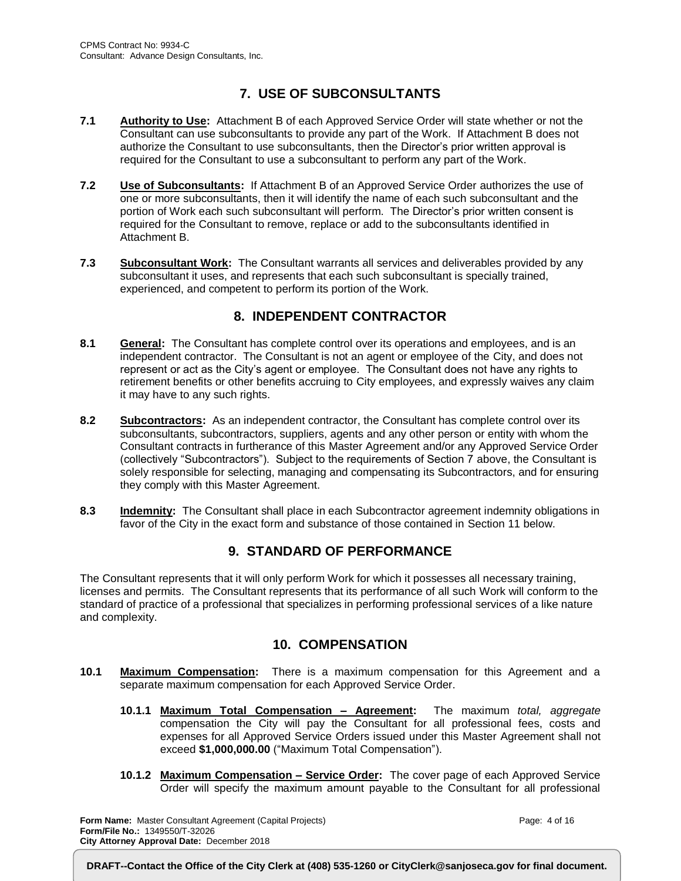## 7. USE OF SUBCONSULTANTS

**7.1** **Authority to Use:** Attachment B of each Approved Service Order will state whether or not the Consultant can use subconsultants to provide any part of the Work. If Attachment B does not authorize the Consultant to use subconsultants, then the Director's prior written approval is required for the Consultant to use a subconsultant to perform any part of the Work.

**7.2** **Use of Subconsultants:** If Attachment B of an Approved Service Order authorizes the use of one or more subconsultants, then it will identify the name of each such subconsultant and the portion of Work each such subconsultant will perform. The Director's prior written consent is required for the Consultant to remove, replace or add to the subconsultants identified in Attachment B.

**7.3** **Subconsultant Work:** The Consultant warrants all services and deliverables provided by any subconsultant it uses, and represents that each such subconsultant is specially trained, experienced, and competent to perform its portion of the Work.

## 8. INDEPENDENT CONTRACTOR

**8.1** **General:** The Consultant has complete control over its operations and employees, and is an independent contractor. The Consultant is not an agent or employee of the City, and does not represent or act as the City's agent or employee. The Consultant does not have any rights to retirement benefits or other benefits accruing to City employees, and expressly waives any claim it may have to any such rights.

**8.2** **Subcontractors:** As an independent contractor, the Consultant has complete control over its subconsultants, subcontractors, suppliers, agents and any other person or entity with whom the Consultant contracts in furtherance of this Master Agreement and/or any Approved Service Order (collectively "Subcontractors"). Subject to the requirements of Section 7 above, the Consultant is solely responsible for selecting, managing and compensating its Subcontractors, and for ensuring they comply with this Master Agreement.

**8.3** **Indemnity:** The Consultant shall place in each Subcontractor agreement indemnity obligations in favor of the City in the exact form and substance of those contained in Section 11 below.

## 9. STANDARD OF PERFORMANCE

The Consultant represents that it will only perform Work for which it possesses all necessary training, licenses and permits. The Consultant represents that its performance of all such Work will conform to the standard of practice of a professional that specializes in performing professional services of a like nature and complexity.

## 10. COMPENSATION

**10.1** **Maximum Compensation:** There is a maximum compensation for this Agreement and a separate maximum compensation for each Approved Service Order.

**10.1.1** **Maximum Total Compensation – Agreement:** The maximum *total, aggregate* compensation the City will pay the Consultant for all professional fees, costs and expenses for all Approved Service Orders issued under this Master Agreement shall not exceed **$1,000,000.00** ("Maximum Total Compensation").

**10.1.2** **Maximum Compensation – Service Order:** The cover page of each Approved Service Order will specify the maximum amount payable to the Consultant for all professional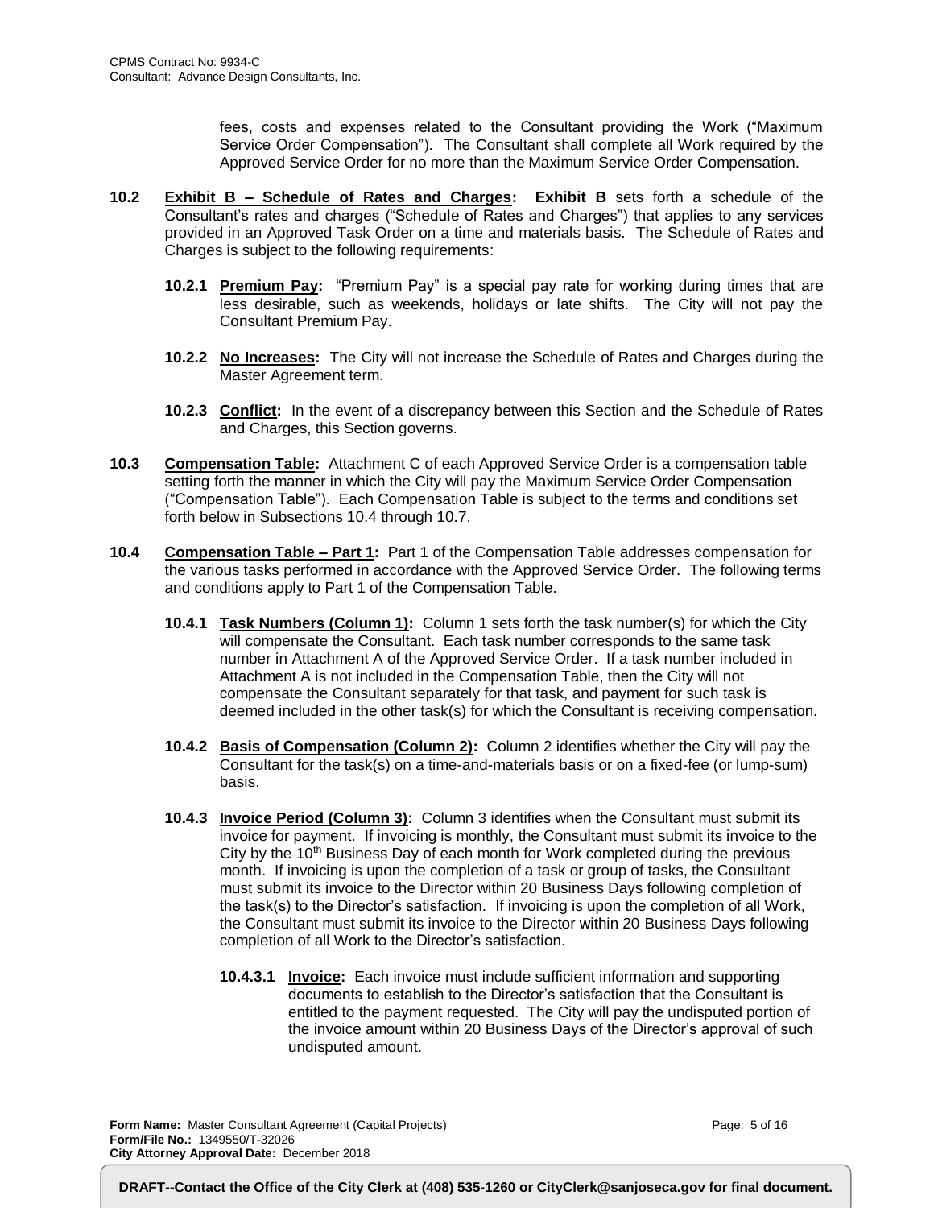fees, costs and expenses related to the Consultant providing the Work ("Maximum Service Order Compensation"). The Consultant shall complete all Work required by the Approved Service Order for no more than the Maximum Service Order Compensation.

**10.2 Exhibit B – Schedule of Rates and Charges: Exhibit B** sets forth a schedule of the Consultant's rates and charges ("Schedule of Rates and Charges") that applies to any services provided in an Approved Task Order on a time and materials basis. The Schedule of Rates and Charges is subject to the following requirements:

**10.2.1 Premium Pay:** "Premium Pay" is a special pay rate for working during times that are less desirable, such as weekends, holidays or late shifts. The City will not pay the Consultant Premium Pay.

**10.2.2 No Increases:** The City will not increase the Schedule of Rates and Charges during the Master Agreement term.

**10.2.3 Conflict:** In the event of a discrepancy between this Section and the Schedule of Rates and Charges, this Section governs.

**10.3 Compensation Table:** Attachment C of each Approved Service Order is a compensation table setting forth the manner in which the City will pay the Maximum Service Order Compensation ("Compensation Table"). Each Compensation Table is subject to the terms and conditions set forth below in Subsections 10.4 through 10.7.

**10.4 Compensation Table – Part 1:** Part 1 of the Compensation Table addresses compensation for the various tasks performed in accordance with the Approved Service Order. The following terms and conditions apply to Part 1 of the Compensation Table.

**10.4.1 Task Numbers (Column 1):** Column 1 sets forth the task number(s) for which the City will compensate the Consultant. Each task number corresponds to the same task number in Attachment A of the Approved Service Order. If a task number included in Attachment A is not included in the Compensation Table, then the City will not compensate the Consultant separately for that task, and payment for such task is deemed included in the other task(s) for which the Consultant is receiving compensation.

**10.4.2 Basis of Compensation (Column 2):** Column 2 identifies whether the City will pay the Consultant for the task(s) on a time-and-materials basis or on a fixed-fee (or lump-sum) basis.

**10.4.3 Invoice Period (Column 3):** Column 3 identifies when the Consultant must submit its invoice for payment. If invoicing is monthly, the Consultant must submit its invoice to the City by the 10th Business Day of each month for Work completed during the previous month. If invoicing is upon the completion of a task or group of tasks, the Consultant must submit its invoice to the Director within 20 Business Days following completion of the task(s) to the Director's satisfaction. If invoicing is upon the completion of all Work, the Consultant must submit its invoice to the Director within 20 Business Days following completion of all Work to the Director's satisfaction.

**10.4.3.1 Invoice:** Each invoice must include sufficient information and supporting documents to establish to the Director's satisfaction that the Consultant is entitled to the payment requested. The City will pay the undisputed portion of the invoice amount within 20 Business Days of the Director's approval of such undisputed amount.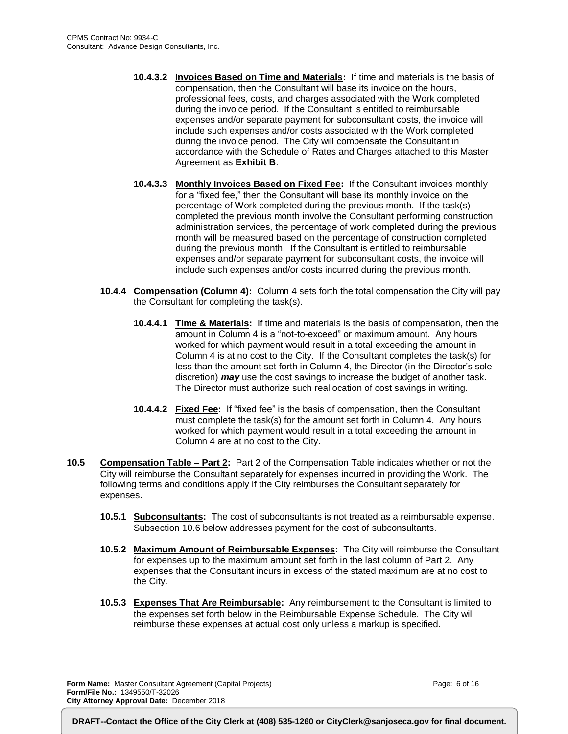**10.4.3.2 Invoices Based on Time and Materials:** If time and materials is the basis of compensation, then the Consultant will base its invoice on the hours, professional fees, costs, and charges associated with the Work completed during the invoice period. If the Consultant is entitled to reimbursable expenses and/or separate payment for subconsultant costs, the invoice will include such expenses and/or costs associated with the Work completed during the invoice period. The City will compensate the Consultant in accordance with the Schedule of Rates and Charges attached to this Master Agreement as **Exhibit B**.

**10.4.3.3 Monthly Invoices Based on Fixed Fee:** If the Consultant invoices monthly for a "fixed fee," then the Consultant will base its monthly invoice on the percentage of Work completed during the previous month. If the task(s) completed the previous month involve the Consultant performing construction administration services, the percentage of work completed during the previous month will be measured based on the percentage of construction completed during the previous month. If the Consultant is entitled to reimbursable expenses and/or separate payment for subconsultant costs, the invoice will include such expenses and/or costs incurred during the previous month.

**10.4.4 Compensation (Column 4):** Column 4 sets forth the total compensation the City will pay the Consultant for completing the task(s).

**10.4.4.1 Time & Materials:** If time and materials is the basis of compensation, then the amount in Column 4 is a "not-to-exceed" or maximum amount. Any hours worked for which payment would result in a total exceeding the amount in Column 4 is at no cost to the City. If the Consultant completes the task(s) for less than the amount set forth in Column 4, the Director (in the Director's sole discretion) ***may*** use the cost savings to increase the budget of another task. The Director must authorize such reallocation of cost savings in writing.

**10.4.4.2 Fixed Fee:** If "fixed fee" is the basis of compensation, then the Consultant must complete the task(s) for the amount set forth in Column 4. Any hours worked for which payment would result in a total exceeding the amount in Column 4 are at no cost to the City.

**10.5 Compensation Table – Part 2:** Part 2 of the Compensation Table indicates whether or not the City will reimburse the Consultant separately for expenses incurred in providing the Work. The following terms and conditions apply if the City reimburses the Consultant separately for expenses.

**10.5.1 Subconsultants:** The cost of subconsultants is not treated as a reimbursable expense. Subsection 10.6 below addresses payment for the cost of subconsultants.

**10.5.2 Maximum Amount of Reimbursable Expenses:** The City will reimburse the Consultant for expenses up to the maximum amount set forth in the last column of Part 2. Any expenses that the Consultant incurs in excess of the stated maximum are at no cost to the City.

**10.5.3 Expenses That Are Reimbursable:** Any reimbursement to the Consultant is limited to the expenses set forth below in the Reimbursable Expense Schedule. The City will reimburse these expenses at actual cost only unless a markup is specified.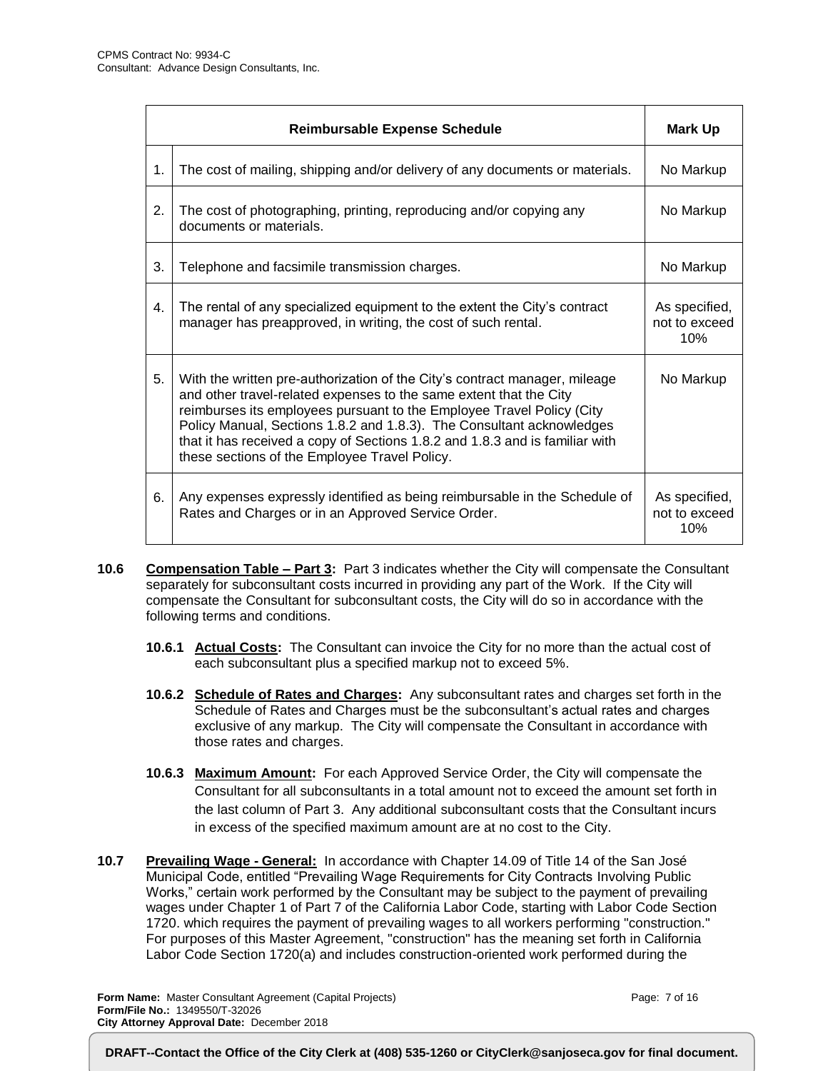| | Reimbursable Expense Schedule | Mark Up |
|---|---|---|
| 1. | The cost of mailing, shipping and/or delivery of any documents or materials. | No Markup |
| 2. | The cost of photographing, printing, reproducing and/or copying any documents or materials. | No Markup |
| 3. | Telephone and facsimile transmission charges. | No Markup |
| 4. | The rental of any specialized equipment to the extent the City's contract manager has preapproved, in writing, the cost of such rental. | As specified, not to exceed 10% |
| 5. | With the written pre-authorization of the City's contract manager, mileage and other travel-related expenses to the same extent that the City reimburses its employees pursuant to the Employee Travel Policy (City Policy Manual, Sections 1.8.2 and 1.8.3). The Consultant acknowledges that it has received a copy of Sections 1.8.2 and 1.8.3 and is familiar with these sections of the Employee Travel Policy. | No Markup |
| 6. | Any expenses expressly identified as being reimbursable in the Schedule of Rates and Charges or in an Approved Service Order. | As specified, not to exceed 10% |

**10.6 Compensation Table – Part 3:** Part 3 indicates whether the City will compensate the Consultant separately for subconsultant costs incurred in providing any part of the Work. If the City will compensate the Consultant for subconsultant costs, the City will do so in accordance with the following terms and conditions.

**10.6.1 Actual Costs:** The Consultant can invoice the City for no more than the actual cost of each subconsultant plus a specified markup not to exceed 5%.

**10.6.2 Schedule of Rates and Charges:** Any subconsultant rates and charges set forth in the Schedule of Rates and Charges must be the subconsultant's actual rates and charges exclusive of any markup. The City will compensate the Consultant in accordance with those rates and charges.

**10.6.3 Maximum Amount:** For each Approved Service Order, the City will compensate the Consultant for all subconsultants in a total amount not to exceed the amount set forth in the last column of Part 3. Any additional subconsultant costs that the Consultant incurs in excess of the specified maximum amount are at no cost to the City.

**10.7 Prevailing Wage - General:** In accordance with Chapter 14.09 of Title 14 of the San José Municipal Code, entitled "Prevailing Wage Requirements for City Contracts Involving Public Works," certain work performed by the Consultant may be subject to the payment of prevailing wages under Chapter 1 of Part 7 of the California Labor Code, starting with Labor Code Section 1720. which requires the payment of prevailing wages to all workers performing "construction." For purposes of this Master Agreement, "construction" has the meaning set forth in California Labor Code Section 1720(a) and includes construction-oriented work performed during the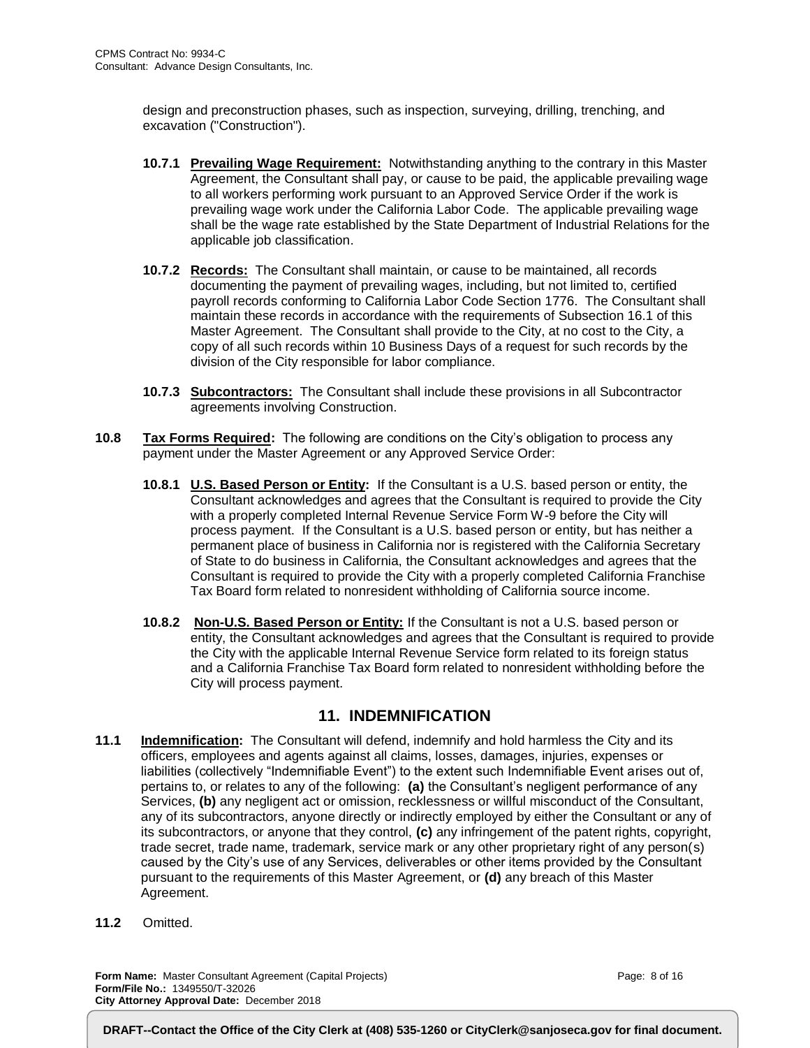design and preconstruction phases, such as inspection, surveying, drilling, trenching, and excavation ("Construction").

**10.7.1 Prevailing Wage Requirement:** Notwithstanding anything to the contrary in this Master Agreement, the Consultant shall pay, or cause to be paid, the applicable prevailing wage to all workers performing work pursuant to an Approved Service Order if the work is prevailing wage work under the California Labor Code. The applicable prevailing wage shall be the wage rate established by the State Department of Industrial Relations for the applicable job classification.

**10.7.2 Records:** The Consultant shall maintain, or cause to be maintained, all records documenting the payment of prevailing wages, including, but not limited to, certified payroll records conforming to California Labor Code Section 1776. The Consultant shall maintain these records in accordance with the requirements of Subsection 16.1 of this Master Agreement. The Consultant shall provide to the City, at no cost to the City, a copy of all such records within 10 Business Days of a request for such records by the division of the City responsible for labor compliance.

**10.7.3 Subcontractors:** The Consultant shall include these provisions in all Subcontractor agreements involving Construction.

**10.8 Tax Forms Required:** The following are conditions on the City's obligation to process any payment under the Master Agreement or any Approved Service Order:

**10.8.1 U.S. Based Person or Entity:** If the Consultant is a U.S. based person or entity, the Consultant acknowledges and agrees that the Consultant is required to provide the City with a properly completed Internal Revenue Service Form W-9 before the City will process payment. If the Consultant is a U.S. based person or entity, but has neither a permanent place of business in California nor is registered with the California Secretary of State to do business in California, the Consultant acknowledges and agrees that the Consultant is required to provide the City with a properly completed California Franchise Tax Board form related to nonresident withholding of California source income.

**10.8.2 Non-U.S. Based Person or Entity:** If the Consultant is not a U.S. based person or entity, the Consultant acknowledges and agrees that the Consultant is required to provide the City with the applicable Internal Revenue Service form related to its foreign status and a California Franchise Tax Board form related to nonresident withholding before the City will process payment.

## 11. INDEMNIFICATION

**11.1 Indemnification:** The Consultant will defend, indemnify and hold harmless the City and its officers, employees and agents against all claims, losses, damages, injuries, expenses or liabilities (collectively "Indemnifiable Event") to the extent such Indemnifiable Event arises out of, pertains to, or relates to any of the following: **(a)** the Consultant's negligent performance of any Services, **(b)** any negligent act or omission, recklessness or willful misconduct of the Consultant, any of its subcontractors, anyone directly or indirectly employed by either the Consultant or any of its subcontractors, or anyone that they control, **(c)** any infringement of the patent rights, copyright, trade secret, trade name, trademark, service mark or any other proprietary right of any person(s) caused by the City's use of any Services, deliverables or other items provided by the Consultant pursuant to the requirements of this Master Agreement, or **(d)** any breach of this Master Agreement.

**11.2** Omitted.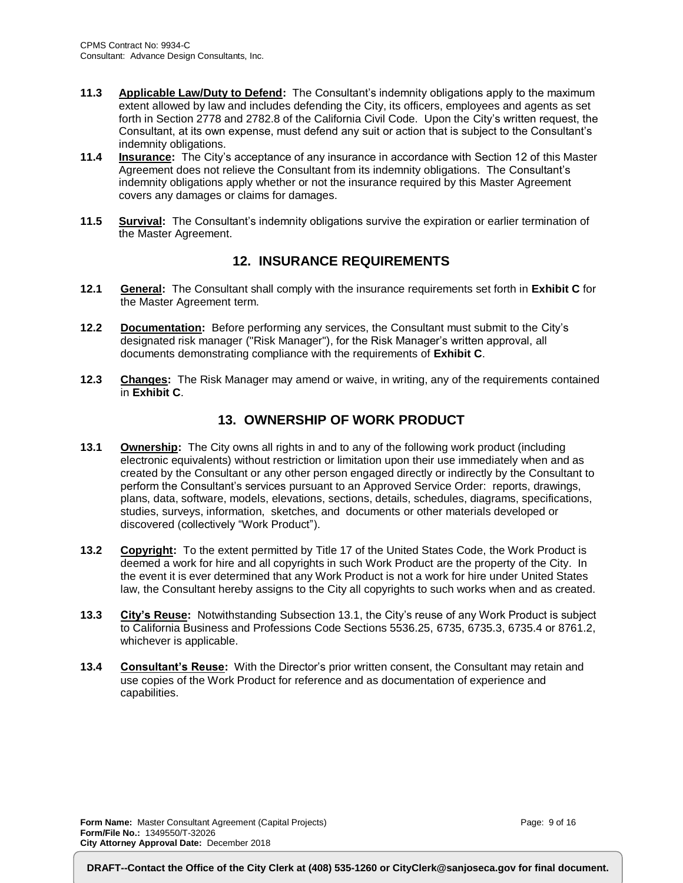**11.3 Applicable Law/Duty to Defend:** The Consultant's indemnity obligations apply to the maximum extent allowed by law and includes defending the City, its officers, employees and agents as set forth in Section 2778 and 2782.8 of the California Civil Code. Upon the City's written request, the Consultant, at its own expense, must defend any suit or action that is subject to the Consultant's indemnity obligations.

**11.4 Insurance:** The City's acceptance of any insurance in accordance with Section 12 of this Master Agreement does not relieve the Consultant from its indemnity obligations. The Consultant's indemnity obligations apply whether or not the insurance required by this Master Agreement covers any damages or claims for damages.

**11.5 Survival:** The Consultant's indemnity obligations survive the expiration or earlier termination of the Master Agreement.

## 12. INSURANCE REQUIREMENTS

**12.1 General:** The Consultant shall comply with the insurance requirements set forth in **Exhibit C** for the Master Agreement term.

**12.2 Documentation:** Before performing any services, the Consultant must submit to the City's designated risk manager ("Risk Manager"), for the Risk Manager's written approval, all documents demonstrating compliance with the requirements of **Exhibit C**.

**12.3 Changes:** The Risk Manager may amend or waive, in writing, any of the requirements contained in **Exhibit C**.

## 13. OWNERSHIP OF WORK PRODUCT

**13.1 Ownership:** The City owns all rights in and to any of the following work product (including electronic equivalents) without restriction or limitation upon their use immediately when and as created by the Consultant or any other person engaged directly or indirectly by the Consultant to perform the Consultant's services pursuant to an Approved Service Order: reports, drawings, plans, data, software, models, elevations, sections, details, schedules, diagrams, specifications, studies, surveys, information, sketches, and documents or other materials developed or discovered (collectively "Work Product").

**13.2 Copyright:** To the extent permitted by Title 17 of the United States Code, the Work Product is deemed a work for hire and all copyrights in such Work Product are the property of the City. In the event it is ever determined that any Work Product is not a work for hire under United States law, the Consultant hereby assigns to the City all copyrights to such works when and as created.

**13.3 City's Reuse:** Notwithstanding Subsection 13.1, the City's reuse of any Work Product is subject to California Business and Professions Code Sections 5536.25, 6735, 6735.3, 6735.4 or 8761.2, whichever is applicable.

**13.4 Consultant's Reuse:** With the Director's prior written consent, the Consultant may retain and use copies of the Work Product for reference and as documentation of experience and capabilities.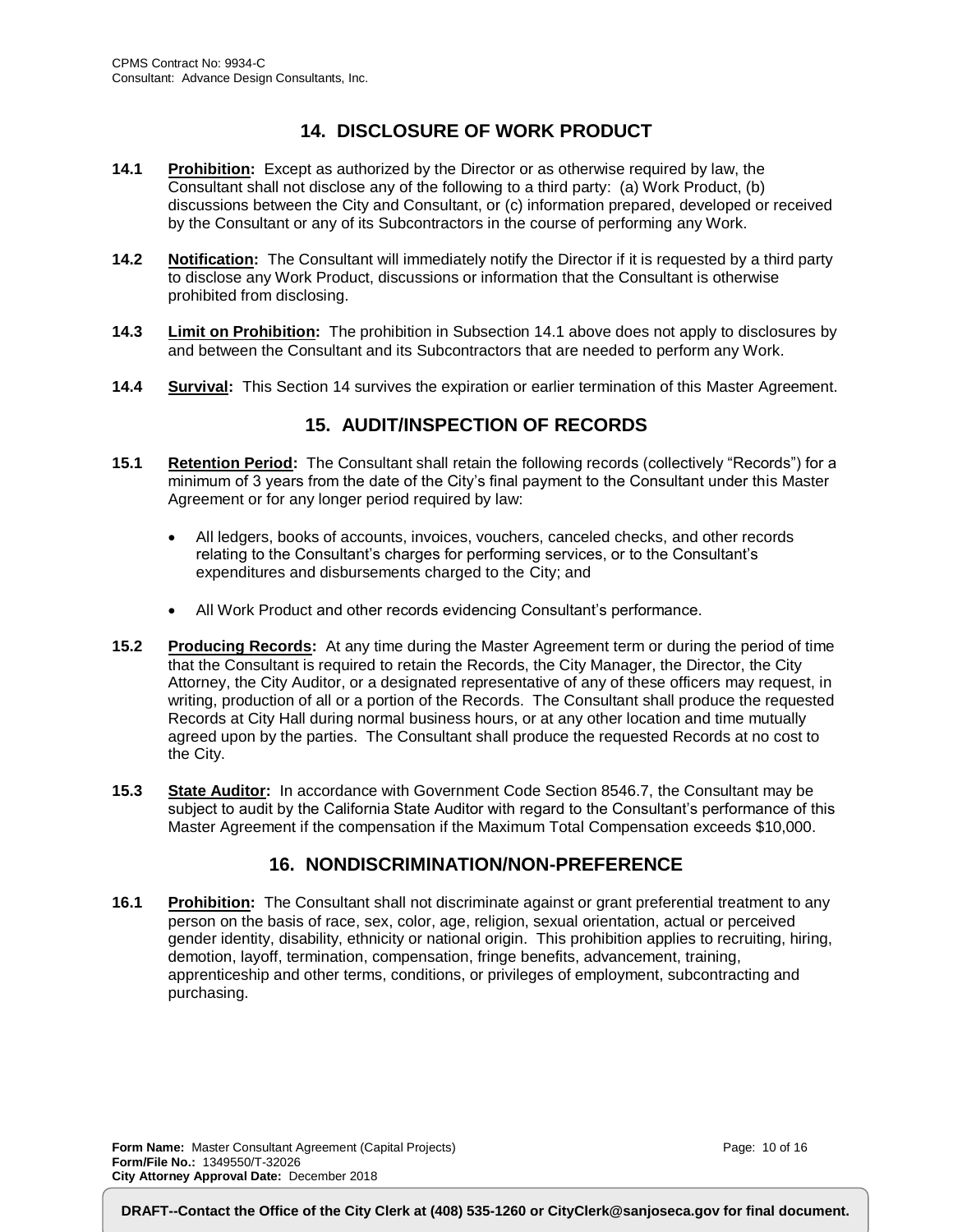## 14. DISCLOSURE OF WORK PRODUCT

**14.1** **Prohibition:** Except as authorized by the Director or as otherwise required by law, the Consultant shall not disclose any of the following to a third party: (a) Work Product, (b) discussions between the City and Consultant, or (c) information prepared, developed or received by the Consultant or any of its Subcontractors in the course of performing any Work.

**14.2** **Notification:** The Consultant will immediately notify the Director if it is requested by a third party to disclose any Work Product, discussions or information that the Consultant is otherwise prohibited from disclosing.

**14.3** **Limit on Prohibition:** The prohibition in Subsection 14.1 above does not apply to disclosures by and between the Consultant and its Subcontractors that are needed to perform any Work.

**14.4** **Survival:** This Section 14 survives the expiration or earlier termination of this Master Agreement.

## 15. AUDIT/INSPECTION OF RECORDS

**15.1** **Retention Period:** The Consultant shall retain the following records (collectively "Records") for a minimum of 3 years from the date of the City's final payment to the Consultant under this Master Agreement or for any longer period required by law:

- All ledgers, books of accounts, invoices, vouchers, canceled checks, and other records relating to the Consultant's charges for performing services, or to the Consultant's expenditures and disbursements charged to the City; and
- All Work Product and other records evidencing Consultant's performance.

**15.2** **Producing Records:** At any time during the Master Agreement term or during the period of time that the Consultant is required to retain the Records, the City Manager, the Director, the City Attorney, the City Auditor, or a designated representative of any of these officers may request, in writing, production of all or a portion of the Records. The Consultant shall produce the requested Records at City Hall during normal business hours, or at any other location and time mutually agreed upon by the parties. The Consultant shall produce the requested Records at no cost to the City.

**15.3** **State Auditor:** In accordance with Government Code Section 8546.7, the Consultant may be subject to audit by the California State Auditor with regard to the Consultant's performance of this Master Agreement if the compensation if the Maximum Total Compensation exceeds $10,000.

## 16. NONDISCRIMINATION/NON-PREFERENCE

**16.1** **Prohibition:** The Consultant shall not discriminate against or grant preferential treatment to any person on the basis of race, sex, color, age, religion, sexual orientation, actual or perceived gender identity, disability, ethnicity or national origin. This prohibition applies to recruiting, hiring, demotion, layoff, termination, compensation, fringe benefits, advancement, training, apprenticeship and other terms, conditions, or privileges of employment, subcontracting and purchasing.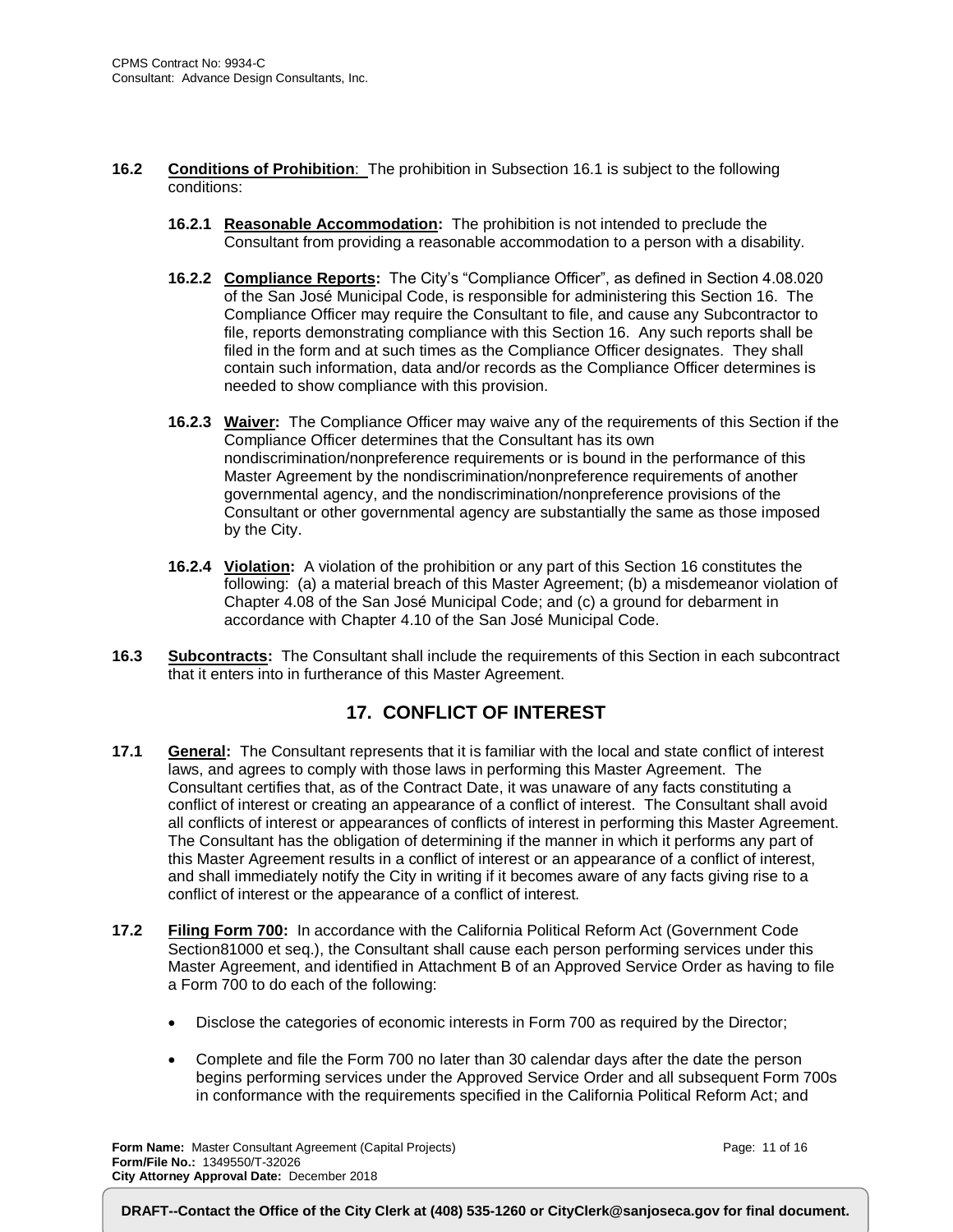**16.2 Conditions of Prohibition**: The prohibition in Subsection 16.1 is subject to the following conditions:

**16.2.1 Reasonable Accommodation:** The prohibition is not intended to preclude the Consultant from providing a reasonable accommodation to a person with a disability.

**16.2.2 Compliance Reports:** The City's "Compliance Officer", as defined in Section 4.08.020 of the San José Municipal Code, is responsible for administering this Section 16. The Compliance Officer may require the Consultant to file, and cause any Subcontractor to file, reports demonstrating compliance with this Section 16. Any such reports shall be filed in the form and at such times as the Compliance Officer designates. They shall contain such information, data and/or records as the Compliance Officer determines is needed to show compliance with this provision.

**16.2.3 Waiver:** The Compliance Officer may waive any of the requirements of this Section if the Compliance Officer determines that the Consultant has its own nondiscrimination/nonpreference requirements or is bound in the performance of this Master Agreement by the nondiscrimination/nonpreference requirements of another governmental agency, and the nondiscrimination/nonpreference provisions of the Consultant or other governmental agency are substantially the same as those imposed by the City.

**16.2.4 Violation:** A violation of the prohibition or any part of this Section 16 constitutes the following: (a) a material breach of this Master Agreement; (b) a misdemeanor violation of Chapter 4.08 of the San José Municipal Code; and (c) a ground for debarment in accordance with Chapter 4.10 of the San José Municipal Code.

**16.3 Subcontracts:** The Consultant shall include the requirements of this Section in each subcontract that it enters into in furtherance of this Master Agreement.

## 17. CONFLICT OF INTEREST

**17.1 General:** The Consultant represents that it is familiar with the local and state conflict of interest laws, and agrees to comply with those laws in performing this Master Agreement. The Consultant certifies that, as of the Contract Date, it was unaware of any facts constituting a conflict of interest or creating an appearance of a conflict of interest. The Consultant shall avoid all conflicts of interest or appearances of conflicts of interest in performing this Master Agreement. The Consultant has the obligation of determining if the manner in which it performs any part of this Master Agreement results in a conflict of interest or an appearance of a conflict of interest, and shall immediately notify the City in writing if it becomes aware of any facts giving rise to a conflict of interest or the appearance of a conflict of interest.

**17.2 Filing Form 700:** In accordance with the California Political Reform Act (Government Code Section81000 et seq.), the Consultant shall cause each person performing services under this Master Agreement, and identified in Attachment B of an Approved Service Order as having to file a Form 700 to do each of the following:

- Disclose the categories of economic interests in Form 700 as required by the Director;
- Complete and file the Form 700 no later than 30 calendar days after the date the person begins performing services under the Approved Service Order and all subsequent Form 700s in conformance with the requirements specified in the California Political Reform Act; and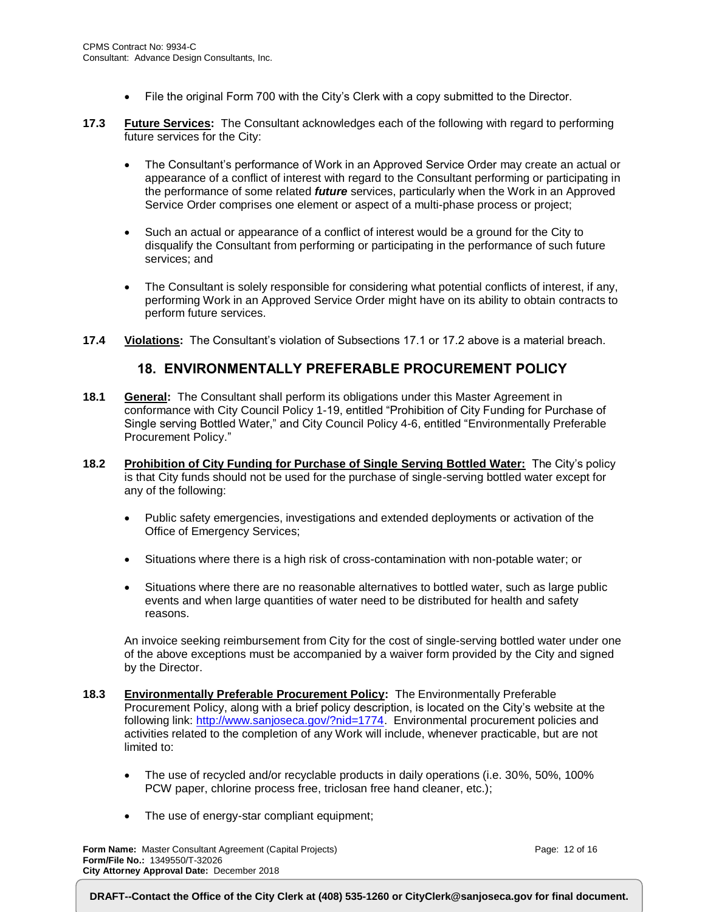- File the original Form 700 with the City's Clerk with a copy submitted to the Director.

**17.3** **Future Services:** The Consultant acknowledges each of the following with regard to performing future services for the City:

- The Consultant's performance of Work in an Approved Service Order may create an actual or appearance of a conflict of interest with regard to the Consultant performing or participating in the performance of some related ***future*** services, particularly when the Work in an Approved Service Order comprises one element or aspect of a multi-phase process or project;

- Such an actual or appearance of a conflict of interest would be a ground for the City to disqualify the Consultant from performing or participating in the performance of such future services; and

- The Consultant is solely responsible for considering what potential conflicts of interest, if any, performing Work in an Approved Service Order might have on its ability to obtain contracts to perform future services.

**17.4** **Violations:** The Consultant's violation of Subsections 17.1 or 17.2 above is a material breach.

## 18. ENVIRONMENTALLY PREFERABLE PROCUREMENT POLICY

**18.1** **General:** The Consultant shall perform its obligations under this Master Agreement in conformance with City Council Policy 1-19, entitled "Prohibition of City Funding for Purchase of Single serving Bottled Water," and City Council Policy 4-6, entitled "Environmentally Preferable Procurement Policy."

**18.2** **Prohibition of City Funding for Purchase of Single Serving Bottled Water:** The City's policy is that City funds should not be used for the purchase of single-serving bottled water except for any of the following:

- Public safety emergencies, investigations and extended deployments or activation of the Office of Emergency Services;

- Situations where there is a high risk of cross-contamination with non-potable water; or

- Situations where there are no reasonable alternatives to bottled water, such as large public events and when large quantities of water need to be distributed for health and safety reasons.

An invoice seeking reimbursement from City for the cost of single-serving bottled water under one of the above exceptions must be accompanied by a waiver form provided by the City and signed by the Director.

**18.3** **Environmentally Preferable Procurement Policy:** The Environmentally Preferable Procurement Policy, along with a brief policy description, is located on the City's website at the following link: http://www.sanjoseca.gov/?nid=1774. Environmental procurement policies and activities related to the completion of any Work will include, whenever practicable, but are not limited to:

- The use of recycled and/or recyclable products in daily operations (i.e. 30%, 50%, 100% PCW paper, chlorine process free, triclosan free hand cleaner, etc.);

- The use of energy-star compliant equipment;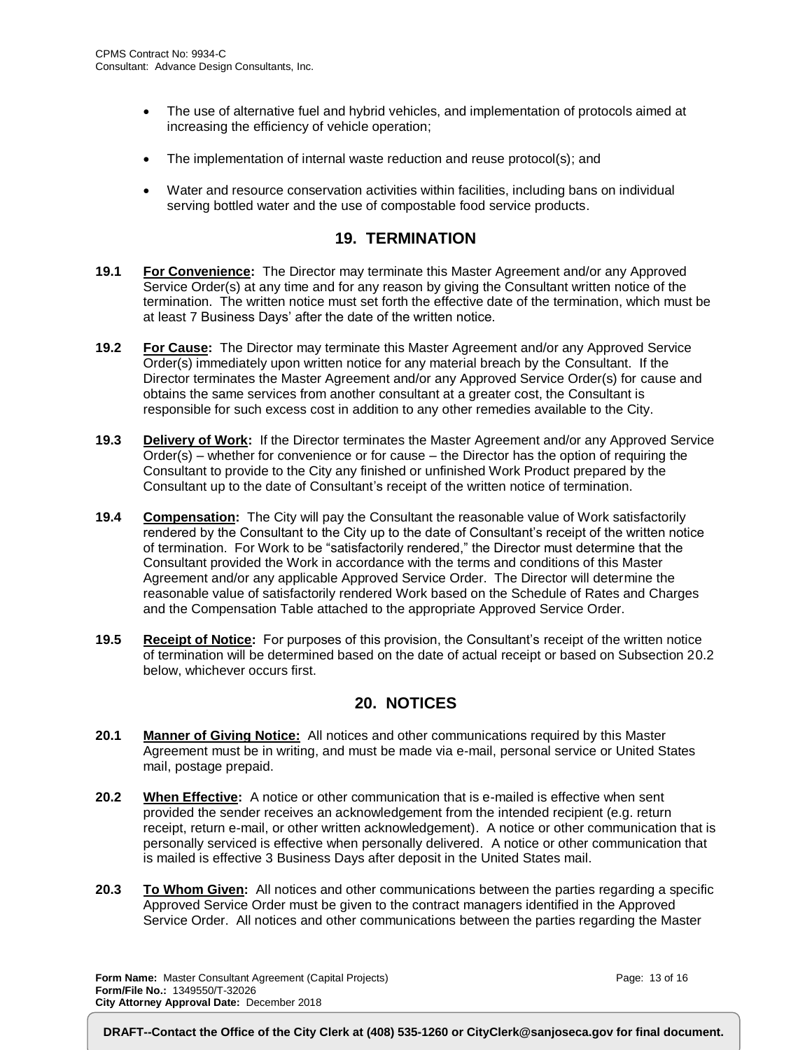- The use of alternative fuel and hybrid vehicles, and implementation of protocols aimed at increasing the efficiency of vehicle operation;
- The implementation of internal waste reduction and reuse protocol(s); and
- Water and resource conservation activities within facilities, including bans on individual serving bottled water and the use of compostable food service products.

## 19. TERMINATION

**19.1 For Convenience:** The Director may terminate this Master Agreement and/or any Approved Service Order(s) at any time and for any reason by giving the Consultant written notice of the termination. The written notice must set forth the effective date of the termination, which must be at least 7 Business Days' after the date of the written notice.

**19.2 For Cause:** The Director may terminate this Master Agreement and/or any Approved Service Order(s) immediately upon written notice for any material breach by the Consultant. If the Director terminates the Master Agreement and/or any Approved Service Order(s) for cause and obtains the same services from another consultant at a greater cost, the Consultant is responsible for such excess cost in addition to any other remedies available to the City.

**19.3 Delivery of Work:** If the Director terminates the Master Agreement and/or any Approved Service Order(s) – whether for convenience or for cause – the Director has the option of requiring the Consultant to provide to the City any finished or unfinished Work Product prepared by the Consultant up to the date of Consultant's receipt of the written notice of termination.

**19.4 Compensation:** The City will pay the Consultant the reasonable value of Work satisfactorily rendered by the Consultant to the City up to the date of Consultant's receipt of the written notice of termination. For Work to be "satisfactorily rendered," the Director must determine that the Consultant provided the Work in accordance with the terms and conditions of this Master Agreement and/or any applicable Approved Service Order. The Director will determine the reasonable value of satisfactorily rendered Work based on the Schedule of Rates and Charges and the Compensation Table attached to the appropriate Approved Service Order.

**19.5 Receipt of Notice:** For purposes of this provision, the Consultant's receipt of the written notice of termination will be determined based on the date of actual receipt or based on Subsection 20.2 below, whichever occurs first.

## 20. NOTICES

**20.1 Manner of Giving Notice:** All notices and other communications required by this Master Agreement must be in writing, and must be made via e-mail, personal service or United States mail, postage prepaid.

**20.2 When Effective:** A notice or other communication that is e-mailed is effective when sent provided the sender receives an acknowledgement from the intended recipient (e.g. return receipt, return e-mail, or other written acknowledgement). A notice or other communication that is personally serviced is effective when personally delivered. A notice or other communication that is mailed is effective 3 Business Days after deposit in the United States mail.

**20.3 To Whom Given:** All notices and other communications between the parties regarding a specific Approved Service Order must be given to the contract managers identified in the Approved Service Order. All notices and other communications between the parties regarding the Master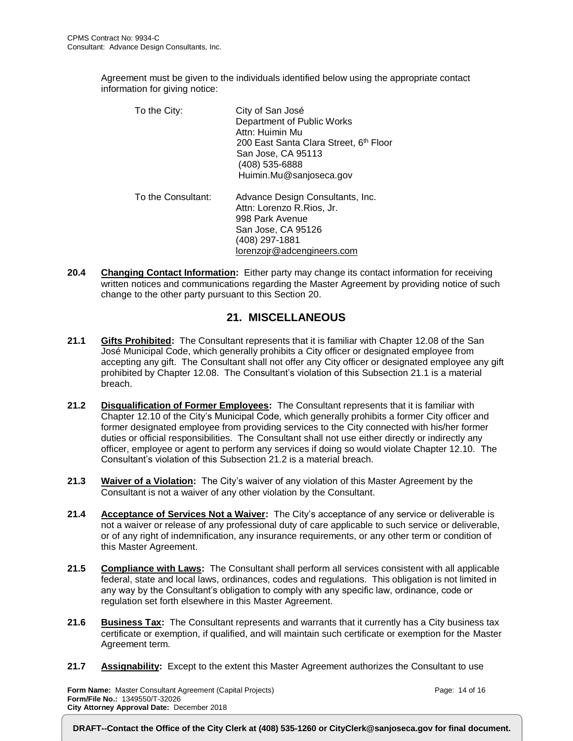Agreement must be given to the individuals identified below using the appropriate contact information for giving notice:

To the City:

City of San José
Department of Public Works
Attn: Huimin Mu
200 East Santa Clara Street, 6th Floor
San Jose, CA 95113
(408) 535-6888
Huimin.Mu@sanjoseca.gov

To the Consultant:

Advance Design Consultants, Inc.
Attn: Lorenzo R.Rios, Jr.
998 Park Avenue
San Jose, CA 95126
(408) 297-1881
lorenzojr@adcengineers.com

**20.4** **Changing Contact Information:** Either party may change its contact information for receiving written notices and communications regarding the Master Agreement by providing notice of such change to the other party pursuant to this Section 20.

## 21. MISCELLANEOUS

**21.1** **Gifts Prohibited:** The Consultant represents that it is familiar with Chapter 12.08 of the San José Municipal Code, which generally prohibits a City officer or designated employee from accepting any gift. The Consultant shall not offer any City officer or designated employee any gift prohibited by Chapter 12.08. The Consultant's violation of this Subsection 21.1 is a material breach.

**21.2** **Disqualification of Former Employees:** The Consultant represents that it is familiar with Chapter 12.10 of the City's Municipal Code, which generally prohibits a former City officer and former designated employee from providing services to the City connected with his/her former duties or official responsibilities. The Consultant shall not use either directly or indirectly any officer, employee or agent to perform any services if doing so would violate Chapter 12.10. The Consultant's violation of this Subsection 21.2 is a material breach.

**21.3** **Waiver of a Violation:** The City's waiver of any violation of this Master Agreement by the Consultant is not a waiver of any other violation by the Consultant.

**21.4** **Acceptance of Services Not a Waiver:** The City's acceptance of any service or deliverable is not a waiver or release of any professional duty of care applicable to such service or deliverable, or of any right of indemnification, any insurance requirements, or any other term or condition of this Master Agreement.

**21.5** **Compliance with Laws:** The Consultant shall perform all services consistent with all applicable federal, state and local laws, ordinances, codes and regulations. This obligation is not limited in any way by the Consultant's obligation to comply with any specific law, ordinance, code or regulation set forth elsewhere in this Master Agreement.

**21.6** **Business Tax:** The Consultant represents and warrants that it currently has a City business tax certificate or exemption, if qualified, and will maintain such certificate or exemption for the Master Agreement term.

**21.7** **Assignability:** Except to the extent this Master Agreement authorizes the Consultant to use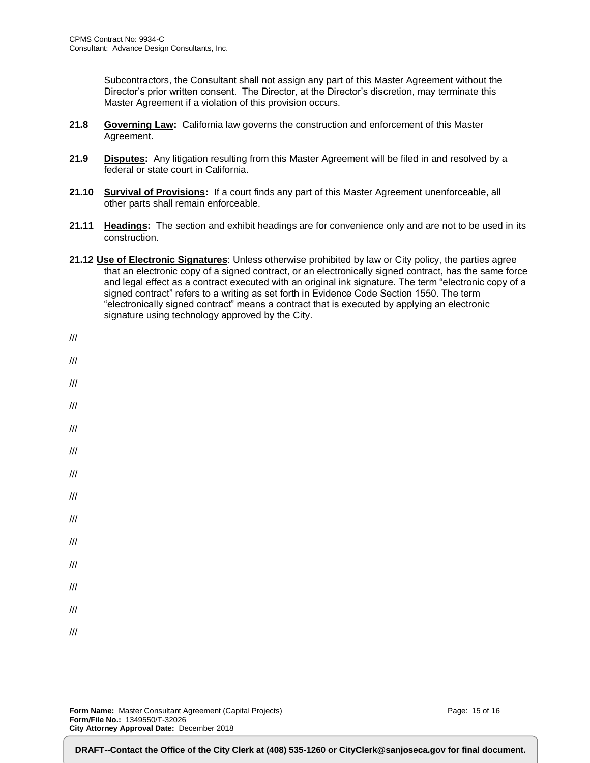Subcontractors, the Consultant shall not assign any part of this Master Agreement without the Director's prior written consent. The Director, at the Director's discretion, may terminate this Master Agreement if a violation of this provision occurs.

**21.8 Governing Law:** California law governs the construction and enforcement of this Master Agreement.

**21.9 Disputes:** Any litigation resulting from this Master Agreement will be filed in and resolved by a federal or state court in California.

**21.10 Survival of Provisions:** If a court finds any part of this Master Agreement unenforceable, all other parts shall remain enforceable.

**21.11 Headings:** The section and exhibit headings are for convenience only and are not to be used in its construction.

**21.12 Use of Electronic Signatures**: Unless otherwise prohibited by law or City policy, the parties agree that an electronic copy of a signed contract, or an electronically signed contract, has the same force and legal effect as a contract executed with an original ink signature. The term "electronic copy of a signed contract" refers to a writing as set forth in Evidence Code Section 1550. The term "electronically signed contract" means a contract that is executed by applying an electronic signature using technology approved by the City.

///

///

///

///

///

///

///

///

///

///

///

///

///

///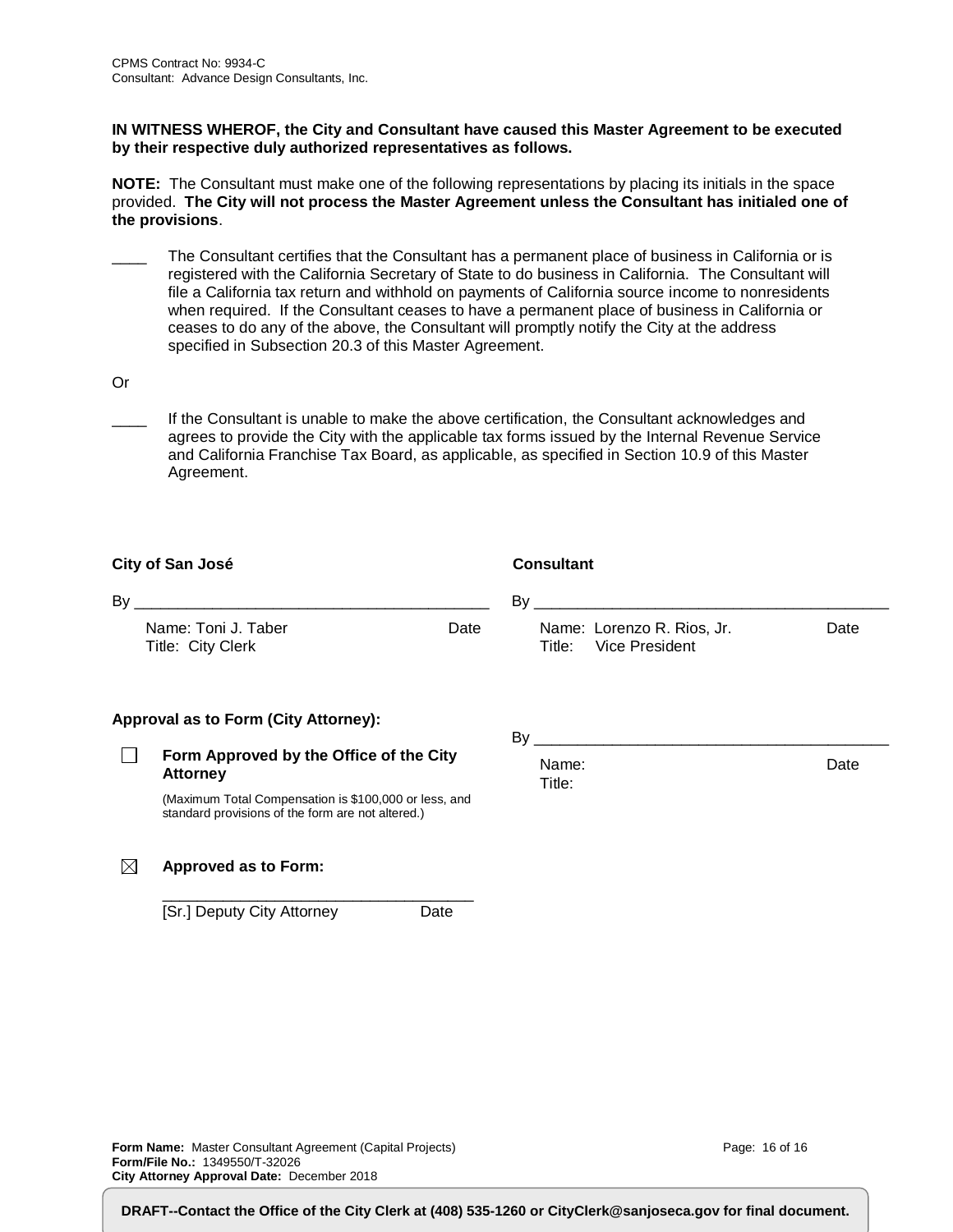**IN WITNESS WHEROF, the City and Consultant have caused this Master Agreement to be executed by their respective duly authorized representatives as follows.**

**NOTE:** The Consultant must make one of the following representations by placing its initials in the space provided. **The City will not process the Master Agreement unless the Consultant has initialed one of the provisions**.

____ The Consultant certifies that the Consultant has a permanent place of business in California or is registered with the California Secretary of State to do business in California. The Consultant will file a California tax return and withhold on payments of California source income to nonresidents when required. If the Consultant ceases to have a permanent place of business in California or ceases to do any of the above, the Consultant will promptly notify the City at the address specified in Subsection 20.3 of this Master Agreement.

Or

____ If the Consultant is unable to make the above certification, the Consultant acknowledges and agrees to provide the City with the applicable tax forms issued by the Internal Revenue Service and California Franchise Tax Board, as applicable, as specified in Section 10.9 of this Master Agreement.

**City of San José**

By ________________________________________

Name: Toni J. Taber Date
Title: City Clerk

**Approval as to Form (City Attorney):**

☐ **Form Approved by the Office of the City Attorney**

(Maximum Total Compensation is $100,000 or less, and standard provisions of the form are not altered.)

☒ **Approved as to Form:**

____________________________________
[Sr.] Deputy City Attorney Date

**Consultant**

By ________________________________________

Name: Lorenzo R. Rios, Jr. Date
Title: Vice President

By ________________________________________

Name: Date
Title:

**Form Name:** Master Consultant Agreement (Capital Projects)
**Form/File No.:** 1349550/T-32026
**City Attorney Approval Date:** December 2018

**DRAFT--Contact the Office of the City Clerk at (408) 535-1260 or CityClerk@sanjoseca.gov for final document.**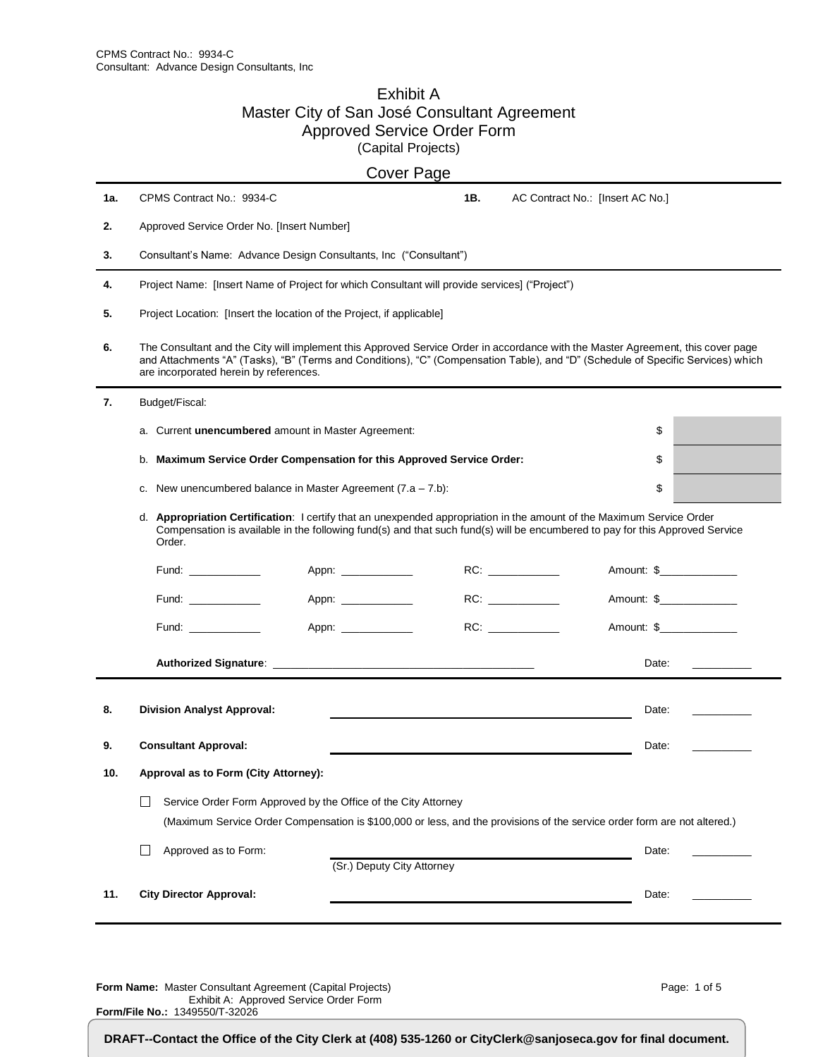CPMS Contract No.: 9934-C
Consultant: Advance Design Consultants, Inc

# Exhibit A
# Master City of San José Consultant Agreement
# Approved Service Order Form
(Capital Projects)

## Cover Page

**1a.** CPMS Contract No.: 9934-C **1B.** AC Contract No.: [Insert AC No.]

**2.** Approved Service Order No. [Insert Number]

**3.** Consultant's Name: Advance Design Consultants, Inc ("Consultant")

**4.** Project Name: [Insert Name of Project for which Consultant will provide services] ("Project")

**5.** Project Location: [Insert the location of the Project, if applicable]

**6.** The Consultant and the City will implement this Approved Service Order in accordance with the Master Agreement, this cover page and Attachments "A" (Tasks), "B" (Terms and Conditions), "C" (Compensation Table), and "D" (Schedule of Specific Services) which are incorporated herein by references.

**7.** Budget/Fiscal:

a. Current **unencumbered** amount in Master Agreement: $

b. **Maximum Service Order Compensation for this Approved Service Order:** $

c. New unencumbered balance in Master Agreement (7.a – 7.b): $

d. **Appropriation Certification**: I certify that an unexpended appropriation in the amount of the Maximum Service Order Compensation is available in the following fund(s) and that such fund(s) will be encumbered to pay for this Approved Service Order.

Fund: ____________ Appn: ____________ RC: ____________ Amount: $_____________

Fund: ____________ Appn: ____________ RC: ____________ Amount: $_____________

Fund: ____________ Appn: ____________ RC: ____________ Amount: $_____________

**Authorized Signature**: ___________________________________________ Date: __________

**8.** **Division Analyst Approval:** ___________________________________________ Date: __________

**9.** **Consultant Approval:** ___________________________________________ Date: __________

**10.** **Approval as to Form (City Attorney):**

☐ Service Order Form Approved by the Office of the City Attorney
(Maximum Service Order Compensation is $100,000 or less, and the provisions of the service order form are not altered.)

☐ Approved as to Form: ___________________________________________ Date: __________
(Sr.) Deputy City Attorney

**11.** **City Director Approval:** ___________________________________________ Date: __________

**Form Name:** Master Consultant Agreement (Capital Projects)
Exhibit A: Approved Service Order Form
**Form/File No.:** 1349550/T-32026

**DRAFT--Contact the Office of the City Clerk at (408) 535-1260 or CityClerk@sanjoseca.gov for final document.**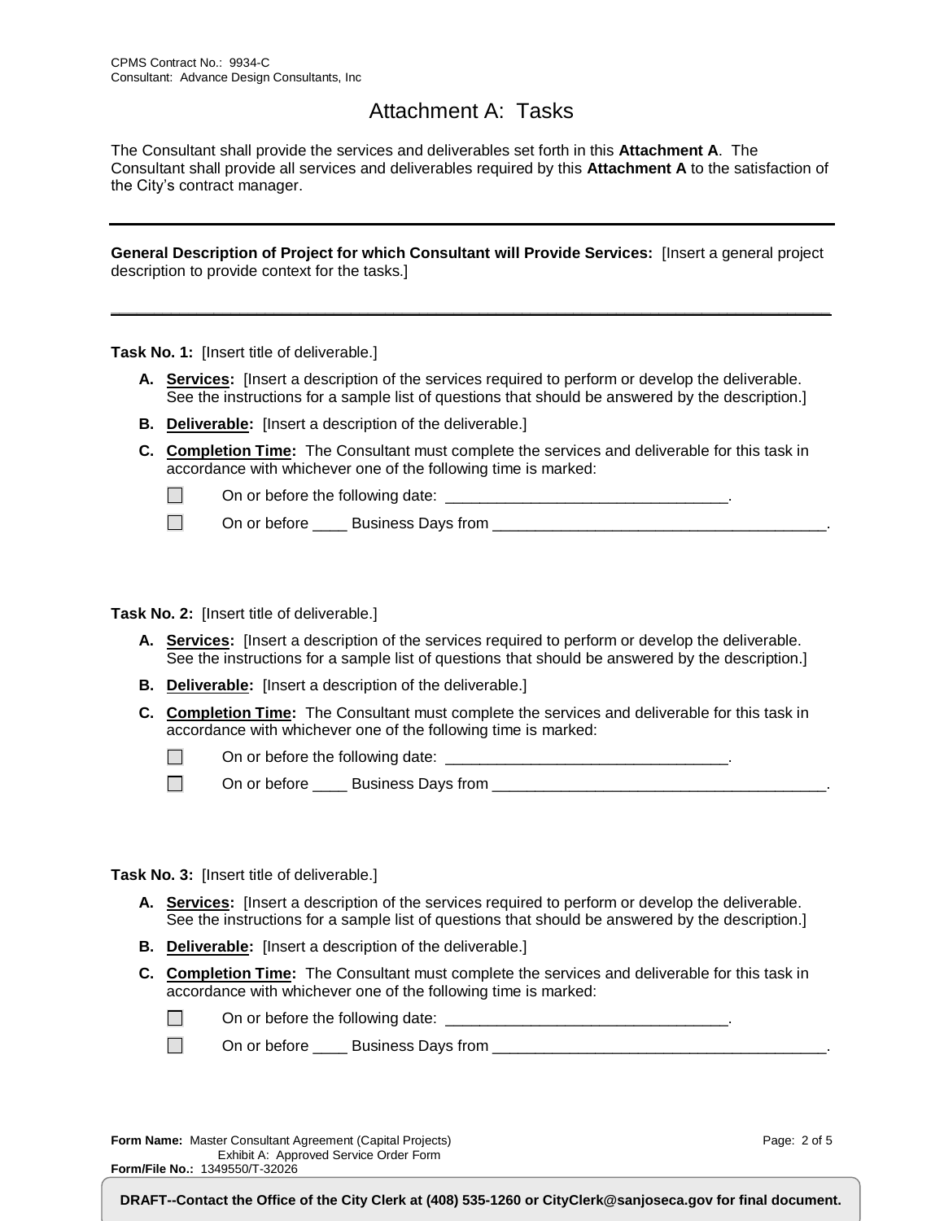# Attachment A: Tasks

The Consultant shall provide the services and deliverables set forth in this **Attachment A**. The Consultant shall provide all services and deliverables required by this **Attachment A** to the satisfaction of the City's contract manager.

---

**General Description of Project for which Consultant will Provide Services:** [Insert a general project description to provide context for the tasks.]

---

**Task No. 1:** [Insert title of deliverable.]

**A.** **Services:** [Insert a description of the services required to perform or develop the deliverable. See the instructions for a sample list of questions that should be answered by the description.]

**B.** **Deliverable:** [Insert a description of the deliverable.]

**C.** **Completion Time:** The Consultant must complete the services and deliverable for this task in accordance with whichever one of the following time is marked:

☐ On or before the following date: ________________________________.

☐ On or before ____ Business Days from ______________________________________.

**Task No. 2:** [Insert title of deliverable.]

**A.** **Services:** [Insert a description of the services required to perform or develop the deliverable. See the instructions for a sample list of questions that should be answered by the description.]

**B.** **Deliverable:** [Insert a description of the deliverable.]

**C.** **Completion Time:** The Consultant must complete the services and deliverable for this task in accordance with whichever one of the following time is marked:

☐ On or before the following date: ________________________________.

☐ On or before ____ Business Days from ______________________________________.

**Task No. 3:** [Insert title of deliverable.]

**A.** **Services:** [Insert a description of the services required to perform or develop the deliverable. See the instructions for a sample list of questions that should be answered by the description.]

**B.** **Deliverable:** [Insert a description of the deliverable.]

**C.** **Completion Time:** The Consultant must complete the services and deliverable for this task in accordance with whichever one of the following time is marked:

☐ On or before the following date: ________________________________.

☐ On or before ____ Business Days from ______________________________________.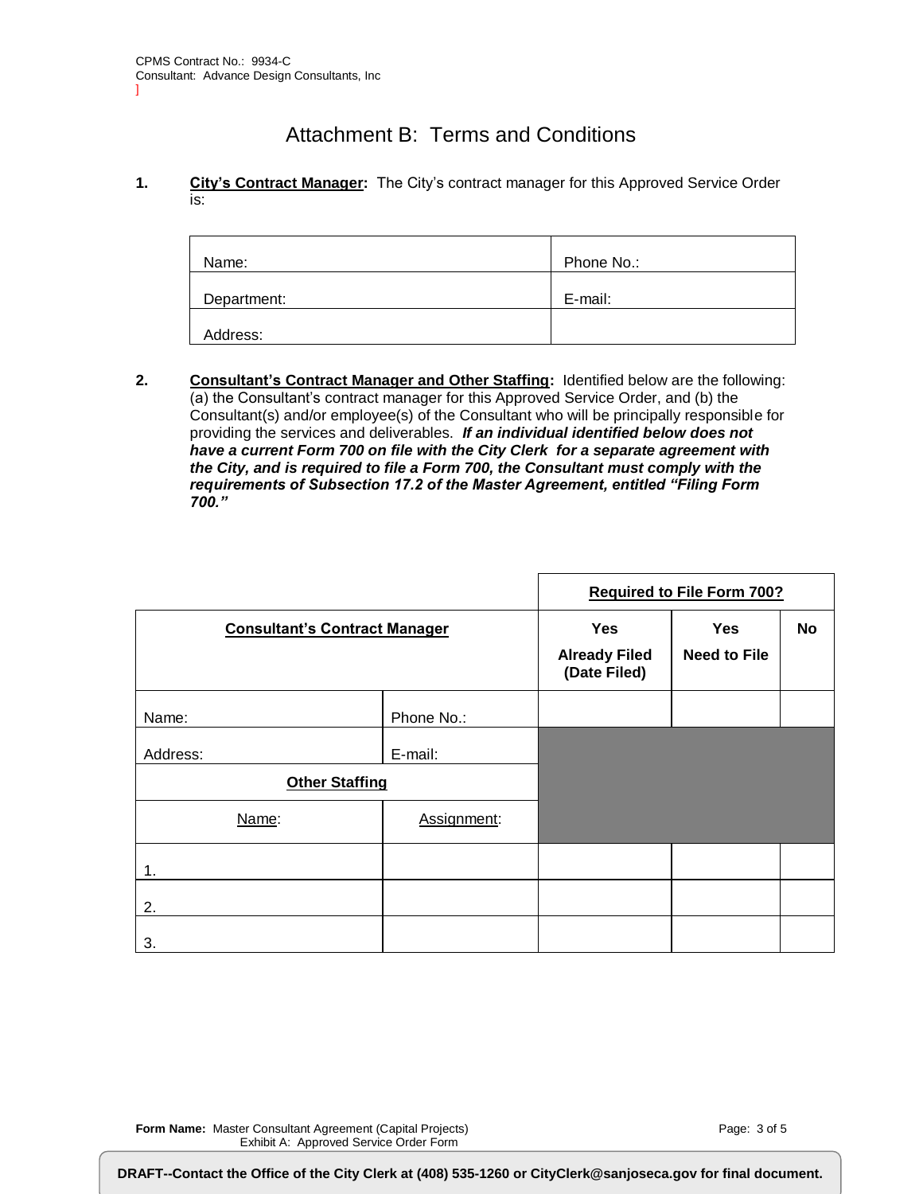CPMS Contract No.: 9934-C
Consultant: Advance Design Consultants, Inc
]

# Attachment B: Terms and Conditions

**1.** **City's Contract Manager:** The City's contract manager for this Approved Service Order is:

| Name: | Phone No.: |
|---|---|
| Department: | E-mail: |
| Address: | |

**2.** **Consultant's Contract Manager and Other Staffing:** Identified below are the following: (a) the Consultant's contract manager for this Approved Service Order, and (b) the Consultant(s) and/or employee(s) of the Consultant who will be principally responsible for providing the services and deliverables. ***If an individual identified below does not have a current Form 700 on file with the City Clerk for a separate agreement with the City, and is required to file a Form 700, the Consultant must comply with the requirements of Subsection 17.2 of the Master Agreement, entitled "Filing Form 700."***

| | | **Required to File Form 700?** | | |
|---|---|---|---|---|
| **Consultant's Contract Manager** | | **Yes** **Already Filed (Date Filed)** | **Yes** **Need to File** | **No** |
| Name: | Phone No.: | | | |
| Address: | E-mail: | | | |
| **Other Staffing** | | | | |
| Name: | Assignment: | | | |
| 1. | | | | |
| 2. | | | | |
| 3. | | | | |

**Form Name:** Master Consultant Agreement (Capital Projects)
Exhibit A: Approved Service Order Form

**DRAFT--Contact the Office of the City Clerk at (408) 535-1260 or CityClerk@sanjoseca.gov for final document.**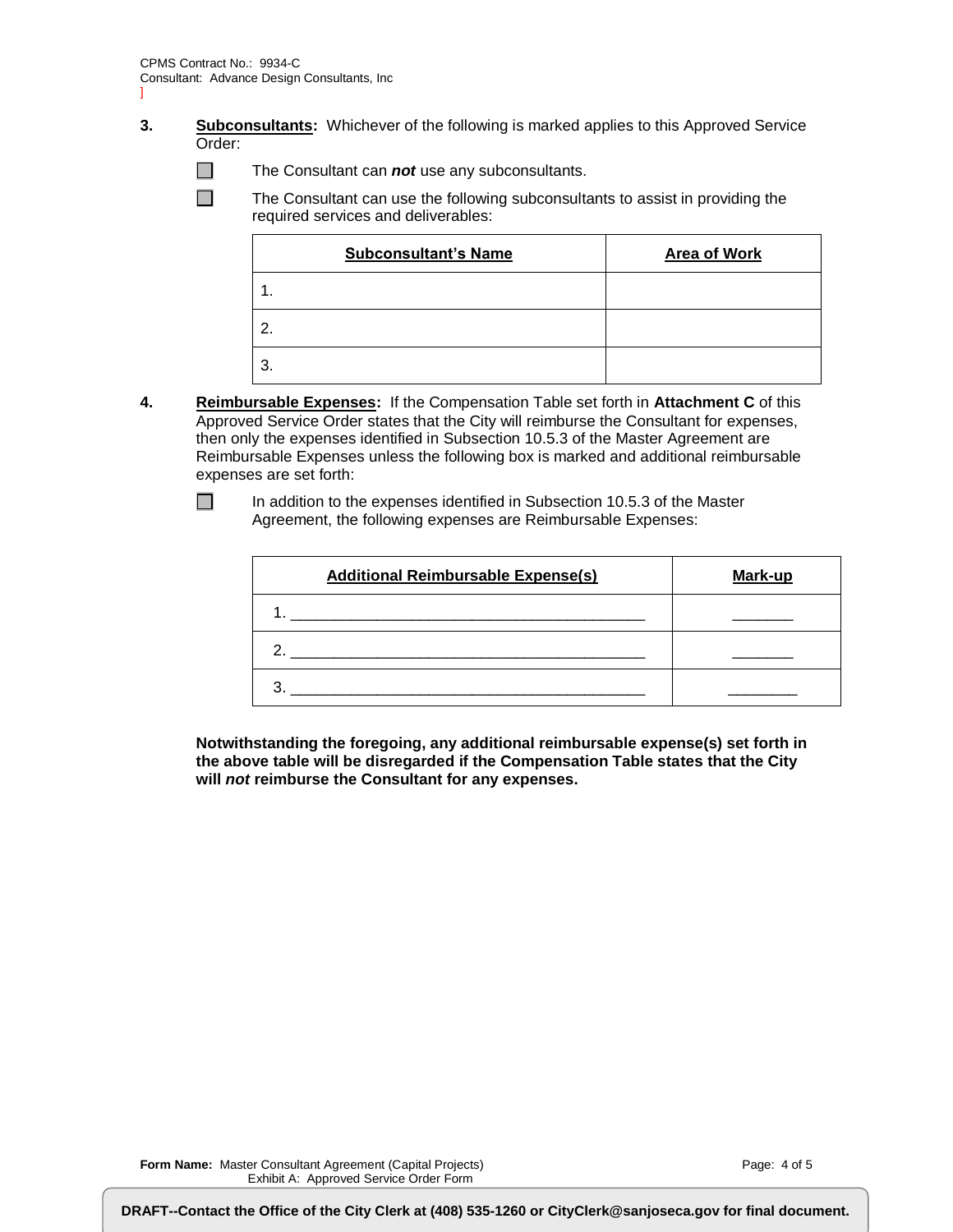**3. Subconsultants:** Whichever of the following is marked applies to this Approved Service Order:

☐ The Consultant can ***not*** use any subconsultants.

☐ The Consultant can use the following subconsultants to assist in providing the required services and deliverables:

| Subconsultant's Name | Area of Work |
|---|---|
| 1. | |
| 2. | |
| 3. | |

**4. Reimbursable Expenses:** If the Compensation Table set forth in **Attachment C** of this Approved Service Order states that the City will reimburse the Consultant for expenses, then only the expenses identified in Subsection 10.5.3 of the Master Agreement are Reimbursable Expenses unless the following box is marked and additional reimbursable expenses are set forth:

☐ In addition to the expenses identified in Subsection 10.5.3 of the Master Agreement, the following expenses are Reimbursable Expenses:

| Additional Reimbursable Expense(s) | Mark-up |
|---|---|
| 1. ________________________________________ | _______ |
| 2. ________________________________________ | _______ |
| 3. ________________________________________ | ________ |

**Notwithstanding the foregoing, any additional reimbursable expense(s) set forth in the above table will be disregarded if the Compensation Table states that the City will *not* reimburse the Consultant for any expenses.**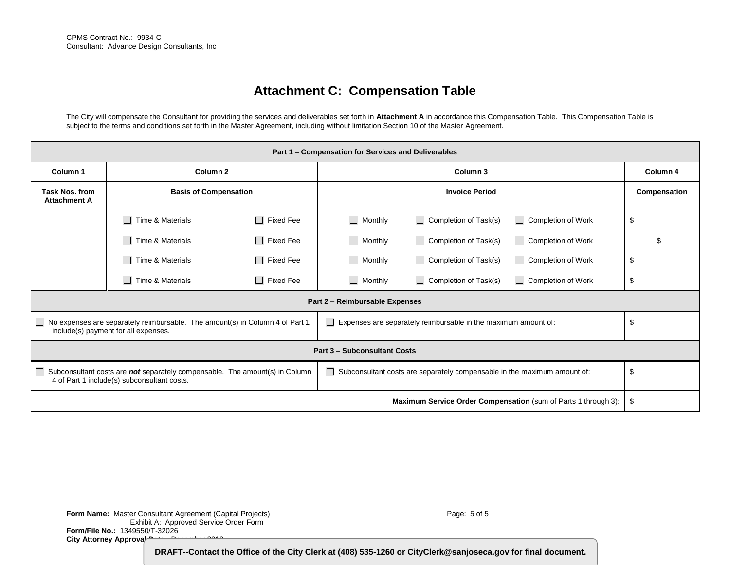CPMS Contract No.: 9934-C
Consultant: Advance Design Consultants, Inc

# Attachment C: Compensation Table

The City will compensate the Consultant for providing the services and deliverables set forth in **Attachment A** in accordance this Compensation Table. This Compensation Table is subject to the terms and conditions set forth in the Master Agreement, including without limitation Section 10 of the Master Agreement.

| **Part 1 – Compensation for Services and Deliverables** | | | |
|---|---|---|---|
| **Column 1** | **Column 2** | **Column 3** | **Column 4** |
| **Task Nos. from Attachment A** | **Basis of Compensation** | **Invoice Period** | **Compensation** |
| | ☐ Time & Materials ☐ Fixed Fee | ☐ Monthly ☐ Completion of Task(s) ☐ Completion of Work | $ |
| | ☐ Time & Materials ☐ Fixed Fee | ☐ Monthly ☐ Completion of Task(s) ☐ Completion of Work | $ |
| | ☐ Time & Materials ☐ Fixed Fee | ☐ Monthly ☐ Completion of Task(s) ☐ Completion of Work | $ |
| | ☐ Time & Materials ☐ Fixed Fee | ☐ Monthly ☐ Completion of Task(s) ☐ Completion of Work | $ |
| **Part 2 – Reimbursable Expenses** | | | |
| ☐ No expenses are separately reimbursable. The amount(s) in Column 4 of Part 1 include(s) payment for all expenses. | | ☐ Expenses are separately reimbursable in the maximum amount of: | $ |
| **Part 3 – Subconsultant Costs** | | | |
| ☐ Subconsultant costs are ***not*** separately compensable. The amount(s) in Column 4 of Part 1 include(s) subconsultant costs. | | ☐ Subconsultant costs are separately compensable in the maximum amount of: | $ |
| | | **Maximum Service Order Compensation** (sum of Parts 1 through 3): | $ |

**Form Name:** Master Consultant Agreement (Capital Projects)
Exhibit A: Approved Service Order Form
**Form/File No.:** 1349550/T-32026
**City Attorney Approval Date:** December 2018

**DRAFT--Contact the Office of the City Clerk at (408) 535-1260 or CityClerk@sanjoseca.gov for final document.**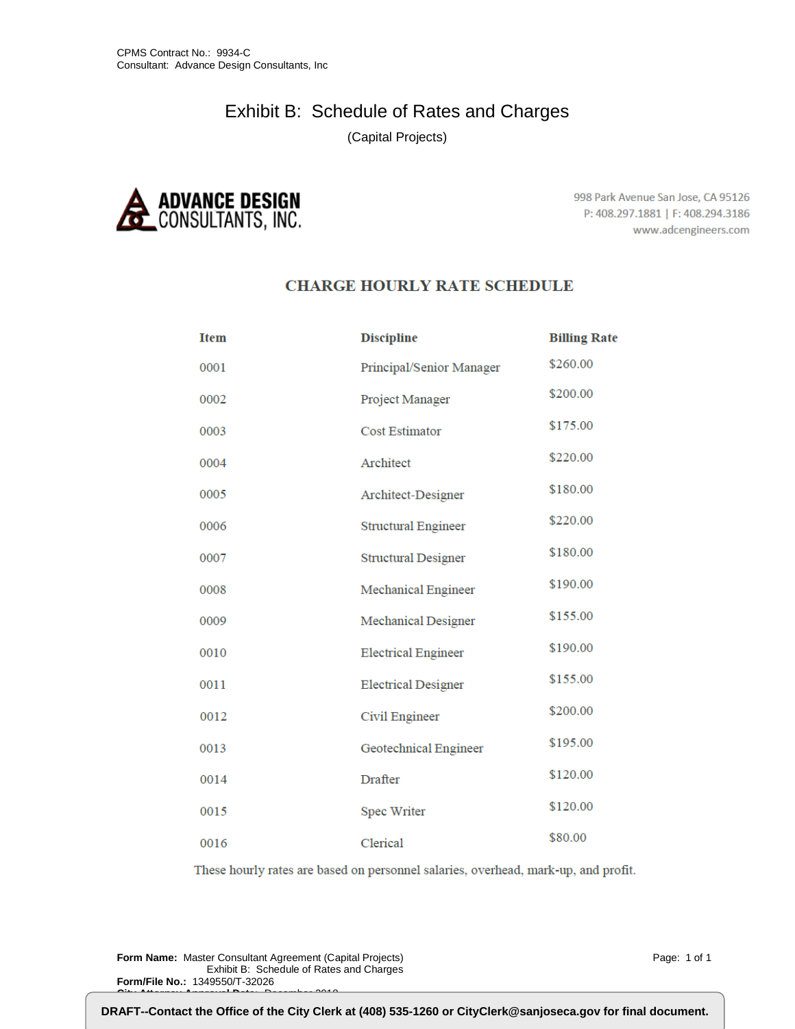CPMS Contract No.: 9934-C
Consultant: Advance Design Consultants, Inc

# Exhibit B: Schedule of Rates and Charges

(Capital Projects)

**ADVANCE DESIGN CONSULTANTS, INC.**

998 Park Avenue San Jose, CA 95126
P: 408.297.1881 | F: 408.294.3186
www.adcengineers.com

## CHARGE HOURLY RATE SCHEDULE

| Item | Discipline | Billing Rate |
|---|---|---|
| 0001 | Principal/Senior Manager | $260.00 |
| 0002 | Project Manager | $200.00 |
| 0003 | Cost Estimator | $175.00 |
| 0004 | Architect | $220.00 |
| 0005 | Architect-Designer | $180.00 |
| 0006 | Structural Engineer | $220.00 |
| 0007 | Structural Designer | $180.00 |
| 0008 | Mechanical Engineer | $190.00 |
| 0009 | Mechanical Designer | $155.00 |
| 0010 | Electrical Engineer | $190.00 |
| 0011 | Electrical Designer | $155.00 |
| 0012 | Civil Engineer | $200.00 |
| 0013 | Geotechnical Engineer | $195.00 |
| 0014 | Drafter | $120.00 |
| 0015 | Spec Writer | $120.00 |
| 0016 | Clerical | $80.00 |

These hourly rates are based on personnel salaries, overhead, mark-up, and profit.

**Form Name:** Master Consultant Agreement (Capital Projects)
Exhibit B: Schedule of Rates and Charges
**Form/File No.:** 1349550/T-32026

**DRAFT--Contact the Office of the City Clerk at (408) 535-1260 or CityClerk@sanjoseca.gov for final document.**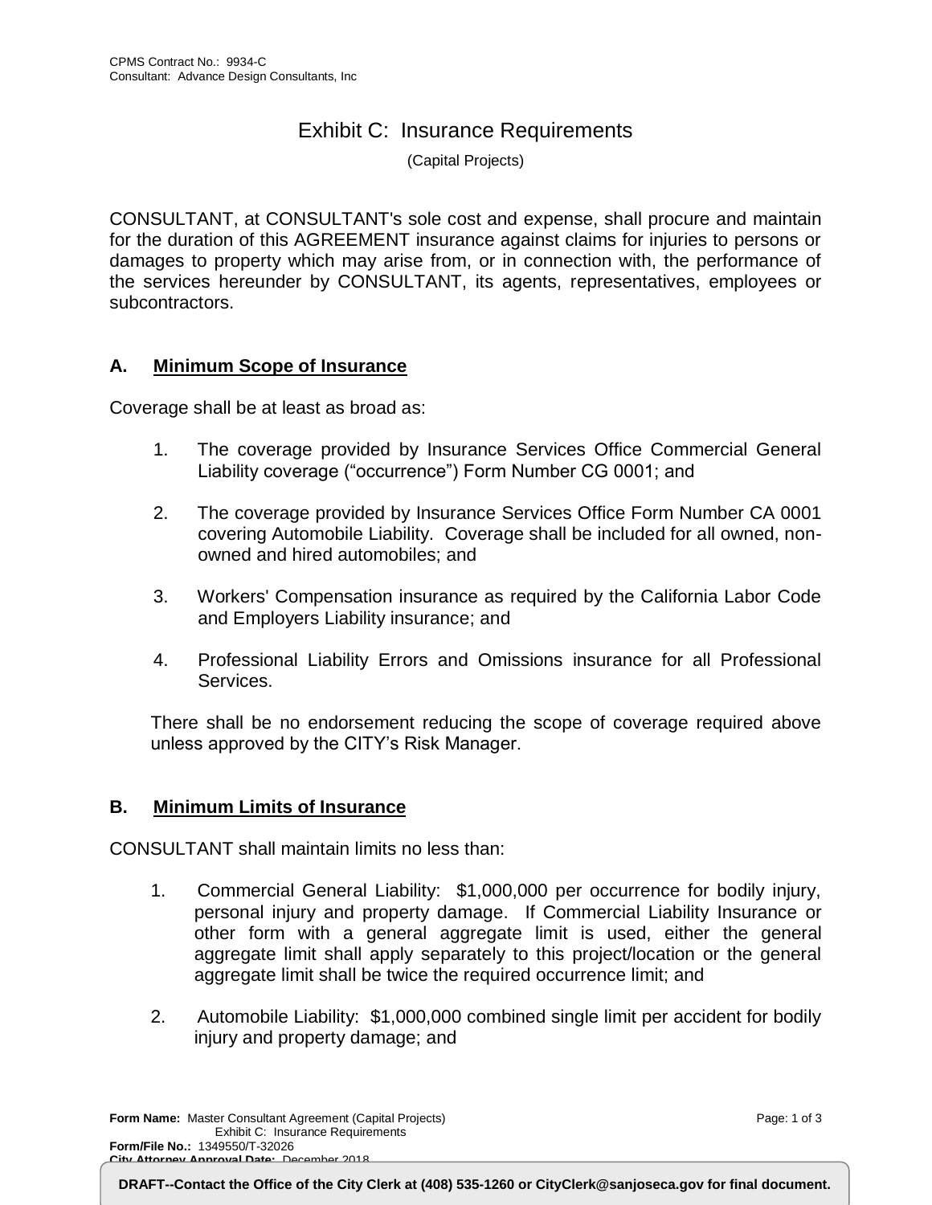# Exhibit C: Insurance Requirements

(Capital Projects)

CONSULTANT, at CONSULTANT's sole cost and expense, shall procure and maintain for the duration of this AGREEMENT insurance against claims for injuries to persons or damages to property which may arise from, or in connection with, the performance of the services hereunder by CONSULTANT, its agents, representatives, employees or subcontractors.

## A. Minimum Scope of Insurance

Coverage shall be at least as broad as:

1. The coverage provided by Insurance Services Office Commercial General Liability coverage ("occurrence") Form Number CG 0001; and

2. The coverage provided by Insurance Services Office Form Number CA 0001 covering Automobile Liability. Coverage shall be included for all owned, non-owned and hired automobiles; and

3. Workers' Compensation insurance as required by the California Labor Code and Employers Liability insurance; and

4. Professional Liability Errors and Omissions insurance for all Professional Services.

There shall be no endorsement reducing the scope of coverage required above unless approved by the CITY's Risk Manager.

## B. Minimum Limits of Insurance

CONSULTANT shall maintain limits no less than:

1. Commercial General Liability: $1,000,000 per occurrence for bodily injury, personal injury and property damage. If Commercial Liability Insurance or other form with a general aggregate limit is used, either the general aggregate limit shall apply separately to this project/location or the general aggregate limit shall be twice the required occurrence limit; and

2. Automobile Liability: $1,000,000 combined single limit per accident for bodily injury and property damage; and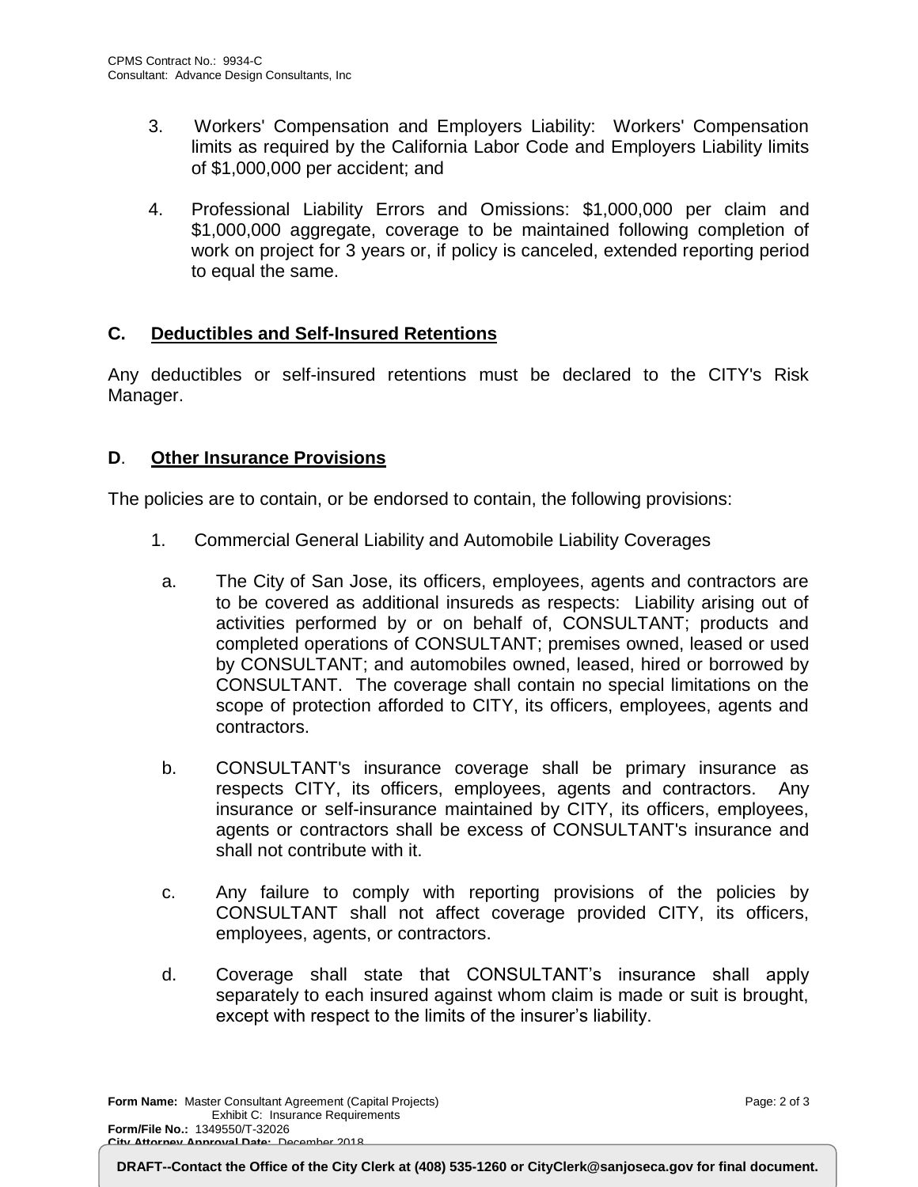3. Workers' Compensation and Employers Liability: Workers' Compensation limits as required by the California Labor Code and Employers Liability limits of $1,000,000 per accident; and

4. Professional Liability Errors and Omissions: $1,000,000 per claim and $1,000,000 aggregate, coverage to be maintained following completion of work on project for 3 years or, if policy is canceled, extended reporting period to equal the same.

## C. Deductibles and Self-Insured Retentions

Any deductibles or self-insured retentions must be declared to the CITY's Risk Manager.

## D. Other Insurance Provisions

The policies are to contain, or be endorsed to contain, the following provisions:

1. Commercial General Liability and Automobile Liability Coverages

   a. The City of San Jose, its officers, employees, agents and contractors are to be covered as additional insureds as respects: Liability arising out of activities performed by or on behalf of, CONSULTANT; products and completed operations of CONSULTANT; premises owned, leased or used by CONSULTANT; and automobiles owned, leased, hired or borrowed by CONSULTANT. The coverage shall contain no special limitations on the scope of protection afforded to CITY, its officers, employees, agents and contractors.

   b. CONSULTANT's insurance coverage shall be primary insurance as respects CITY, its officers, employees, agents and contractors. Any insurance or self-insurance maintained by CITY, its officers, employees, agents or contractors shall be excess of CONSULTANT's insurance and shall not contribute with it.

   c. Any failure to comply with reporting provisions of the policies by CONSULTANT shall not affect coverage provided CITY, its officers, employees, agents, or contractors.

   d. Coverage shall state that CONSULTANT's insurance shall apply separately to each insured against whom claim is made or suit is brought, except with respect to the limits of the insurer's liability.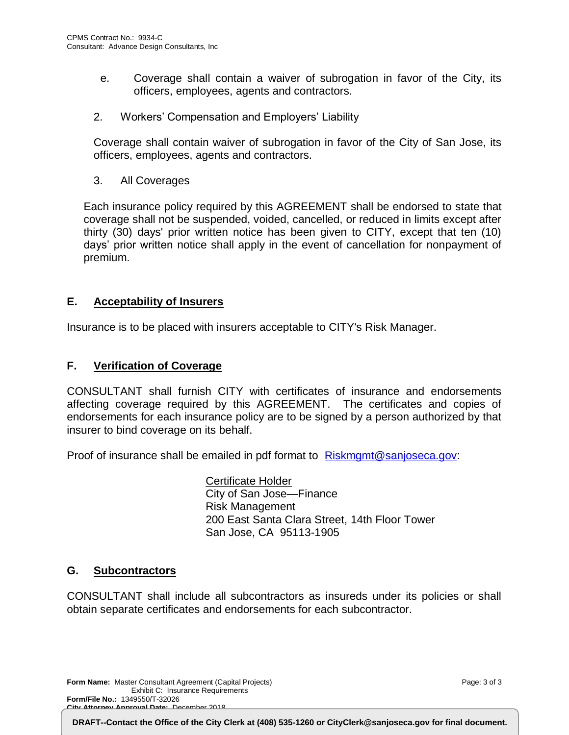e. Coverage shall contain a waiver of subrogation in favor of the City, its officers, employees, agents and contractors.

2. Workers' Compensation and Employers' Liability

Coverage shall contain waiver of subrogation in favor of the City of San Jose, its officers, employees, agents and contractors.

3. All Coverages

Each insurance policy required by this AGREEMENT shall be endorsed to state that coverage shall not be suspended, voided, cancelled, or reduced in limits except after thirty (30) days' prior written notice has been given to CITY, except that ten (10) days' prior written notice shall apply in the event of cancellation for nonpayment of premium.

## E. Acceptability of Insurers

Insurance is to be placed with insurers acceptable to CITY's Risk Manager.

## F. Verification of Coverage

CONSULTANT shall furnish CITY with certificates of insurance and endorsements affecting coverage required by this AGREEMENT. The certificates and copies of endorsements for each insurance policy are to be signed by a person authorized by that insurer to bind coverage on its behalf.

Proof of insurance shall be emailed in pdf format to Riskmgmt@sanjoseca.gov:

Certificate Holder
City of San Jose—Finance
Risk Management
200 East Santa Clara Street, 14th Floor Tower
San Jose, CA 95113-1905

## G. Subcontractors

CONSULTANT shall include all subcontractors as insureds under its policies or shall obtain separate certificates and endorsements for each subcontractor.